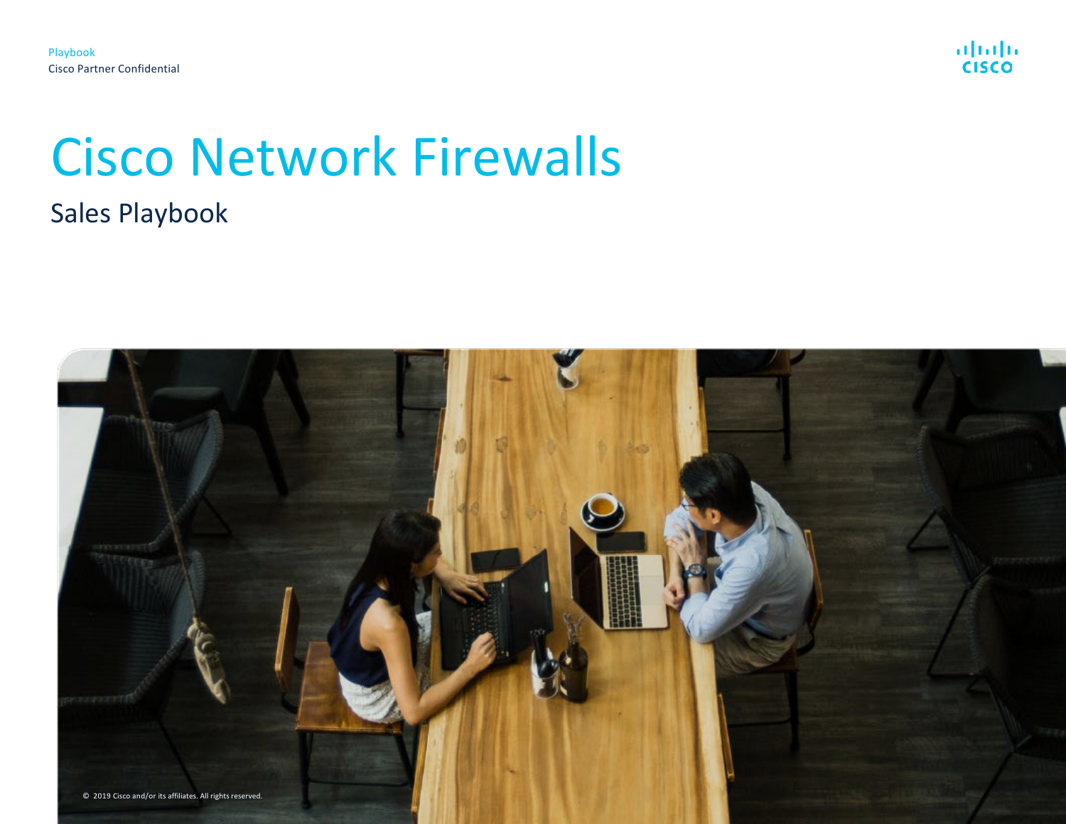Playbook

Cisco Partner Confidential

# Cisco Network Firewalls

## Sales Playbook

© 2019 Cisco and/or its affiliates. All rights reserved.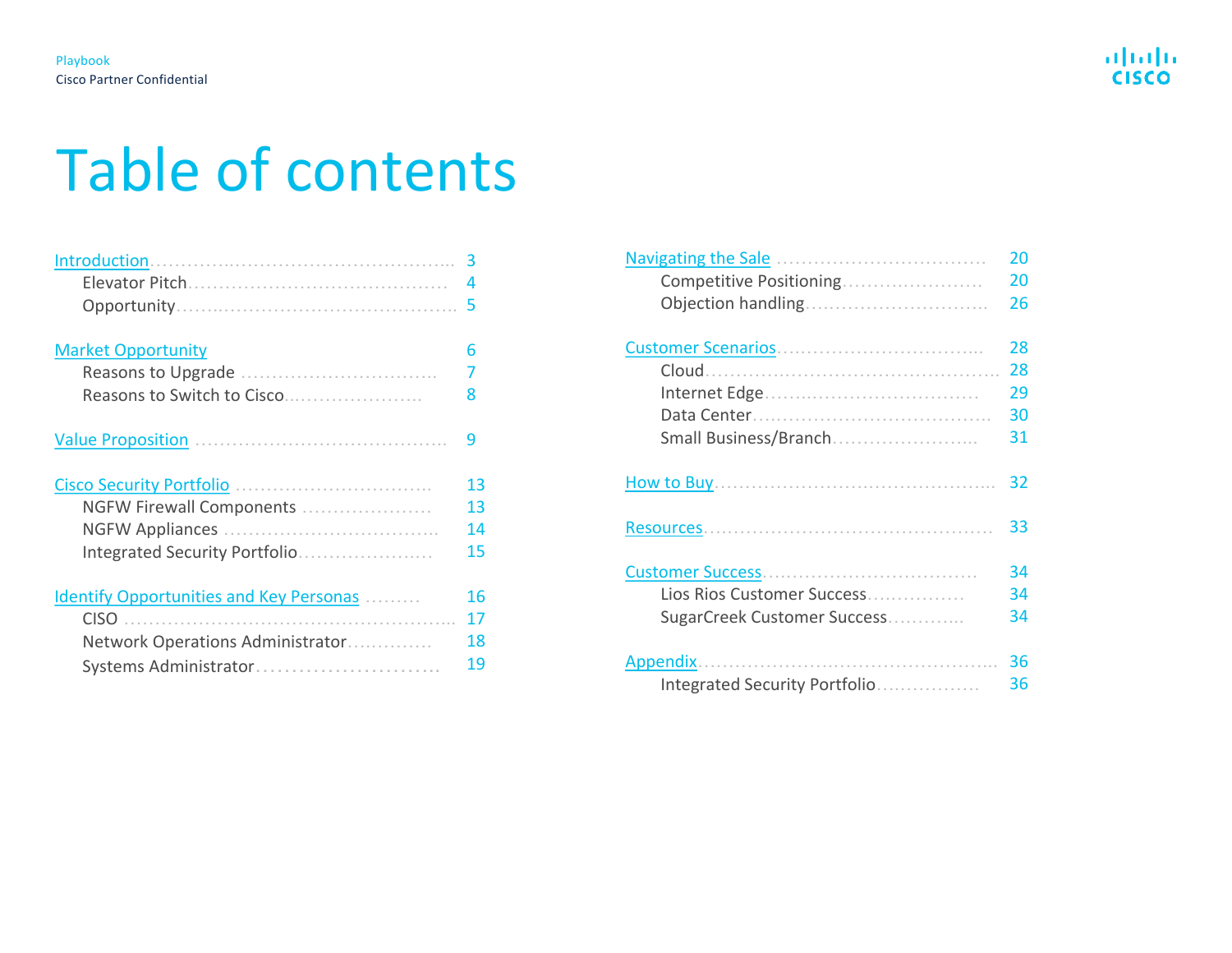# Table of contents

- Introduction ... 3
  - Elevator Pitch ... 4
  - Opportunity ... 5
- Market Opportunity ... 6
  - Reasons to Upgrade ... 7
  - Reasons to Switch to Cisco ... 8
- Value Proposition ... 9
- Cisco Security Portfolio ... 13
  - NGFW Firewall Components ... 13
  - NGFW Appliances ... 14
  - Integrated Security Portfolio ... 15
- Identify Opportunities and Key Personas ... 16
  - CISO ... 17
  - Network Operations Administrator ... 18
  - Systems Administrator ... 19
- Navigating the Sale ... 20
  - Competitive Positioning ... 20
  - Objection handling ... 26
- Customer Scenarios ... 28
  - Cloud ... 28
  - Internet Edge ... 29
  - Data Center ... 30
  - Small Business/Branch ... 31
- How to Buy ... 32
- Resources ... 33
- Customer Success ... 34
  - Lios Rios Customer Success ... 34
  - SugarCreek Customer Success ... 34
- Appendix ... 36
  - Integrated Security Portfolio ... 36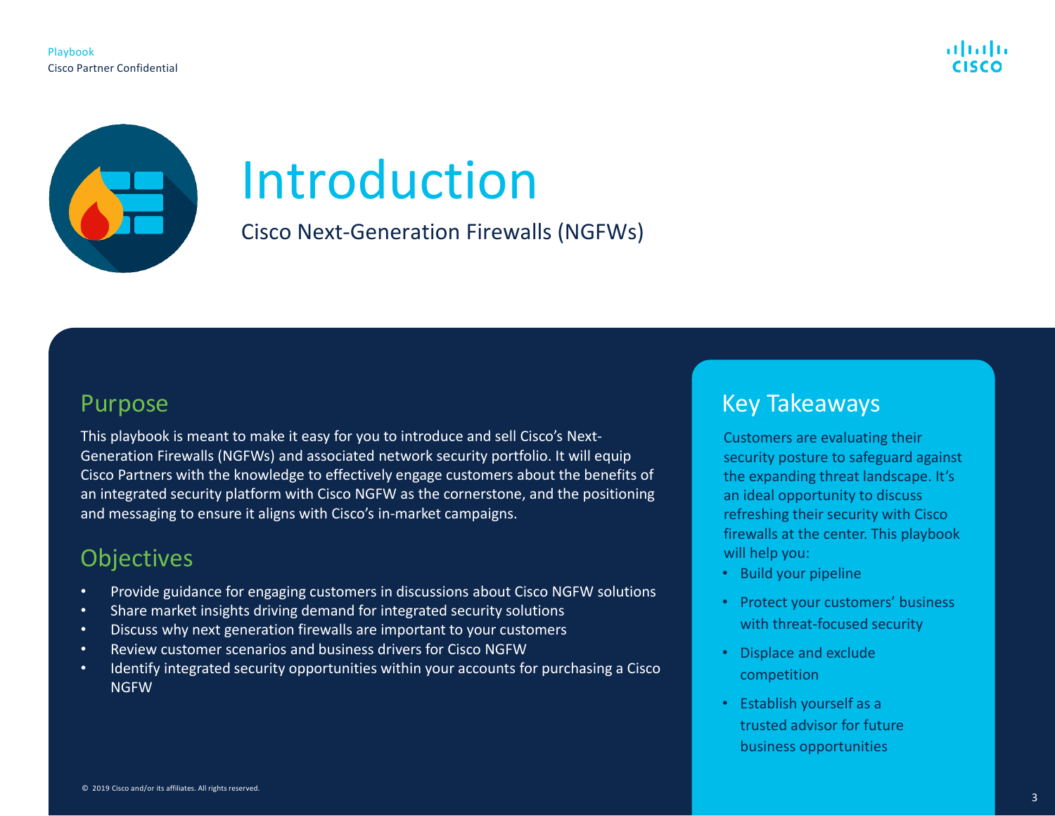# Introduction

Cisco Next-Generation Firewalls (NGFWs)

## Purpose

This playbook is meant to make it easy for you to introduce and sell Cisco's Next-Generation Firewalls (NGFWs) and associated network security portfolio. It will equip Cisco Partners with the knowledge to effectively engage customers about the benefits of an integrated security platform with Cisco NGFW as the cornerstone, and the positioning and messaging to ensure it aligns with Cisco's in-market campaigns.

## Objectives

- Provide guidance for engaging customers in discussions about Cisco NGFW solutions
- Share market insights driving demand for integrated security solutions
- Discuss why next generation firewalls are important to your customers
- Review customer scenarios and business drivers for Cisco NGFW
- Identify integrated security opportunities within your accounts for purchasing a Cisco NGFW

## Key Takeaways

Customers are evaluating their security posture to safeguard against the expanding threat landscape. It's an ideal opportunity to discuss refreshing their security with Cisco firewalls at the center. This playbook will help you:

- Build your pipeline
- Protect your customers' business with threat-focused security
- Displace and exclude competition
- Establish yourself as a trusted advisor for future business opportunities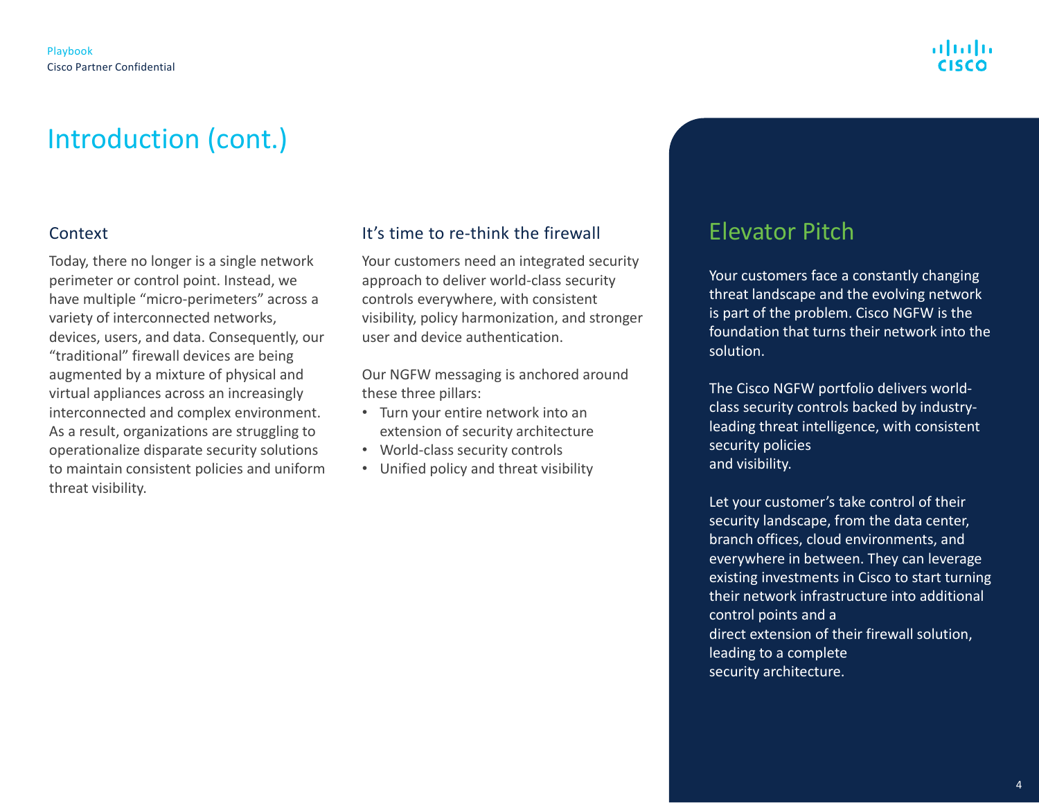# Introduction (cont.)

## Context

Today, there no longer is a single network perimeter or control point. Instead, we have multiple "micro-perimeters" across a variety of interconnected networks, devices, users, and data. Consequently, our "traditional" firewall devices are being augmented by a mixture of physical and virtual appliances across an increasingly interconnected and complex environment. As a result, organizations are struggling to operationalize disparate security solutions to maintain consistent policies and uniform threat visibility.

## It's time to re-think the firewall

Your customers need an integrated security approach to deliver world-class security controls everywhere, with consistent visibility, policy harmonization, and stronger user and device authentication.

Our NGFW messaging is anchored around these three pillars:

- Turn your entire network into an extension of security architecture
- World-class security controls
- Unified policy and threat visibility

## Elevator Pitch

Your customers face a constantly changing threat landscape and the evolving network is part of the problem. Cisco NGFW is the foundation that turns their network into the solution.

The Cisco NGFW portfolio delivers world-class security controls backed by industry-leading threat intelligence, with consistent security policies and visibility.

Let your customer's take control of their security landscape, from the data center, branch offices, cloud environments, and everywhere in between. They can leverage existing investments in Cisco to start turning their network infrastructure into additional control points and a direct extension of their firewall solution, leading to a complete security architecture.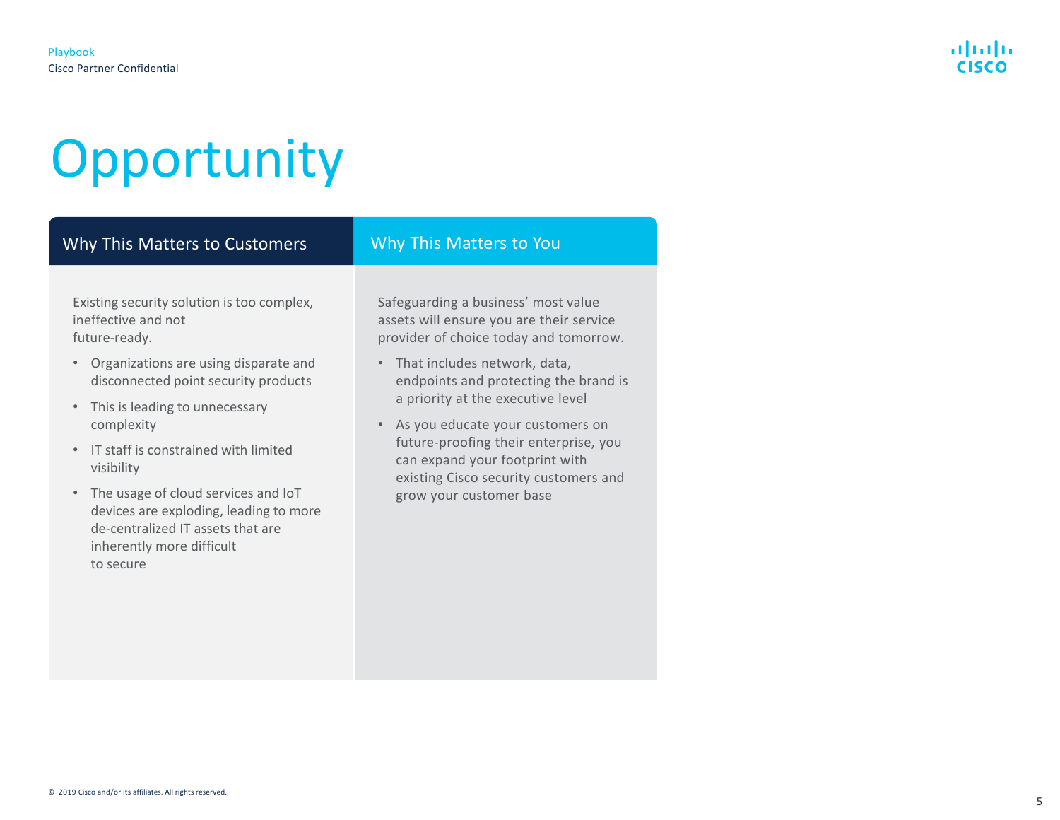# Opportunity

## Why This Matters to Customers

Existing security solution is too complex, ineffective and not future-ready.

- Organizations are using disparate and disconnected point security products
- This is leading to unnecessary complexity
- IT staff is constrained with limited visibility
- The usage of cloud services and IoT devices are exploding, leading to more de-centralized IT assets that are inherently more difficult to secure

## Why This Matters to You

Safeguarding a business' most value assets will ensure you are their service provider of choice today and tomorrow.

- That includes network, data, endpoints and protecting the brand is a priority at the executive level
- As you educate your customers on future-proofing their enterprise, you can expand your footprint with existing Cisco security customers and grow your customer base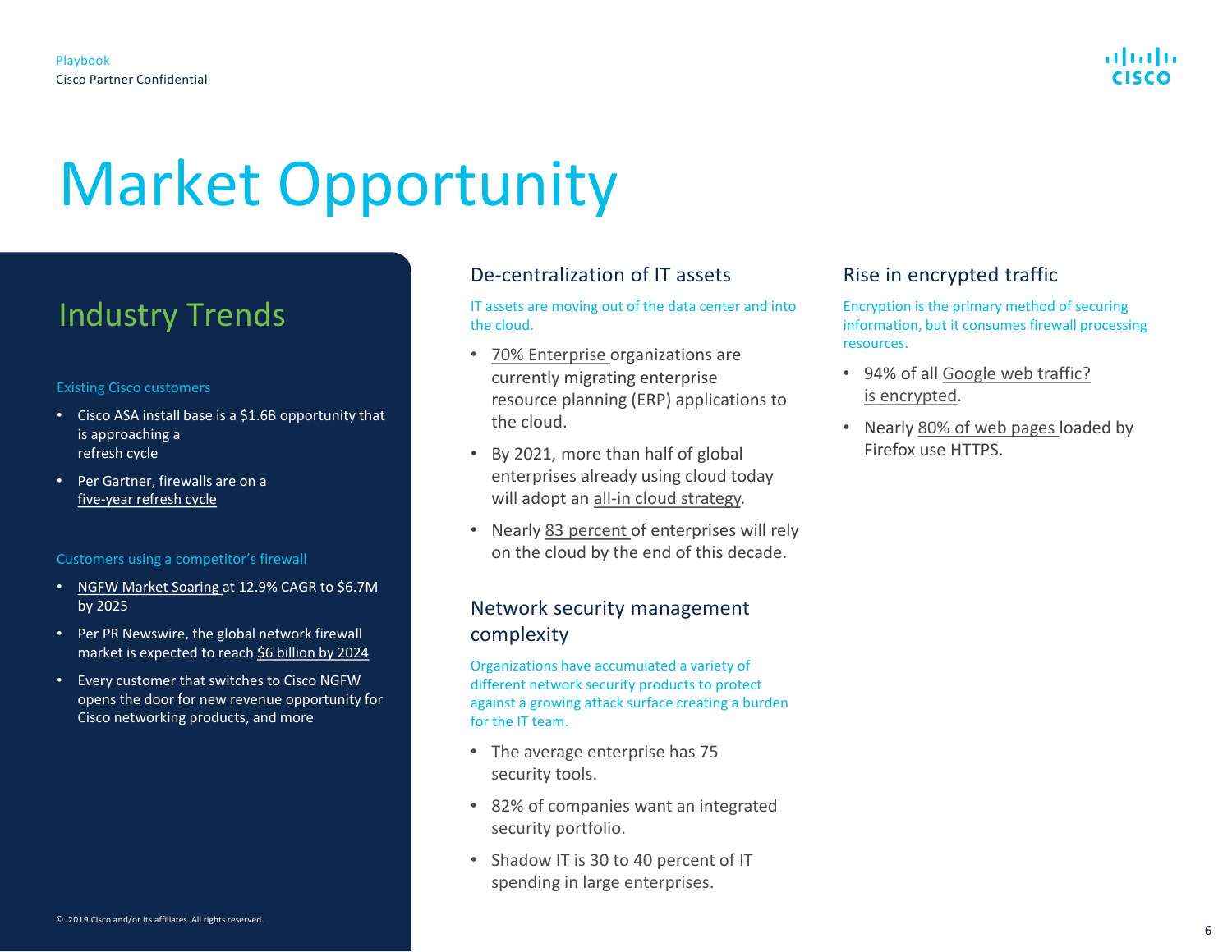# Market Opportunity

## Industry Trends

Existing Cisco customers

- Cisco ASA install base is a $1.6B opportunity that is approaching a refresh cycle
- Per Gartner, firewalls are on a five-year refresh cycle

Customers using a competitor's firewall

- NGFW Market Soaring at 12.9% CAGR to $6.7M by 2025
- Per PR Newswire, the global network firewall market is expected to reach $6 billion by 2024
- Every customer that switches to Cisco NGFW opens the door for new revenue opportunity for Cisco networking products, and more

### De-centralization of IT assets

IT assets are moving out of the data center and into the cloud.

- 70% Enterprise organizations are currently migrating enterprise resource planning (ERP) applications to the cloud.
- By 2021, more than half of global enterprises already using cloud today will adopt an all-in cloud strategy.
- Nearly 83 percent of enterprises will rely on the cloud by the end of this decade.

### Network security management complexity

Organizations have accumulated a variety of different network security products to protect against a growing attack surface creating a burden for the IT team.

- The average enterprise has 75 security tools.
- 82% of companies want an integrated security portfolio.
- Shadow IT is 30 to 40 percent of IT spending in large enterprises.

### Rise in encrypted traffic

Encryption is the primary method of securing information, but it consumes firewall processing resources.

- 94% of all Google web traffic? is encrypted.
- Nearly 80% of web pages loaded by Firefox use HTTPS.

© 2019 Cisco and/or its affiliates. All rights reserved.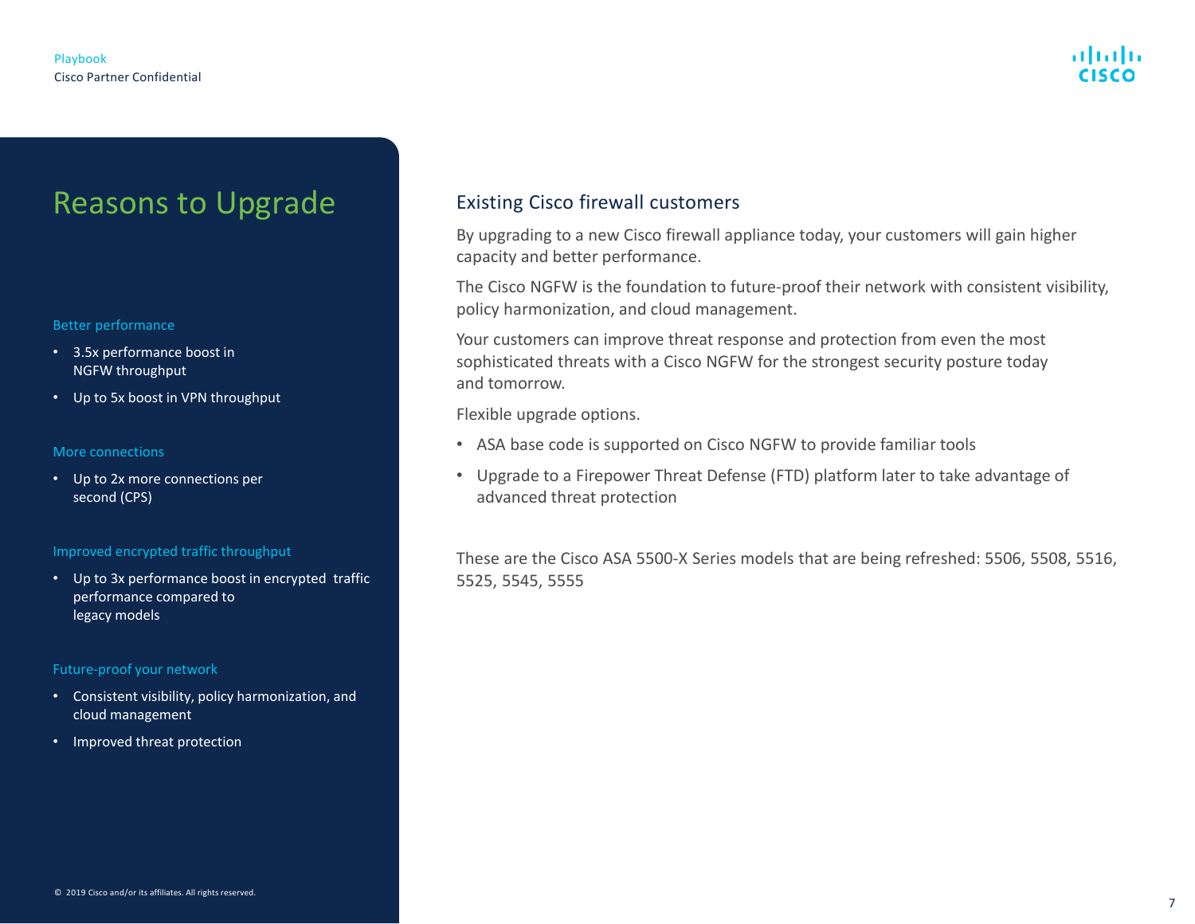# Reasons to Upgrade

### Better performance

- 3.5x performance boost in NGFW throughput
- Up to 5x boost in VPN throughput

### More connections

- Up to 2x more connections per second (CPS)

### Improved encrypted traffic throughput

- Up to 3x performance boost in encrypted traffic performance compared to legacy models

### Future-proof your network

- Consistent visibility, policy harmonization, and cloud management
- Improved threat protection

## Existing Cisco firewall customers

By upgrading to a new Cisco firewall appliance today, your customers will gain higher capacity and better performance.

The Cisco NGFW is the foundation to future-proof their network with consistent visibility, policy harmonization, and cloud management.

Your customers can improve threat response and protection from even the most sophisticated threats with a Cisco NGFW for the strongest security posture today and tomorrow.

Flexible upgrade options.

- ASA base code is supported on Cisco NGFW to provide familiar tools
- Upgrade to a Firepower Threat Defense (FTD) platform later to take advantage of advanced threat protection

These are the Cisco ASA 5500-X Series models that are being refreshed: 5506, 5508, 5516, 5525, 5545, 5555

© 2019 Cisco and/or its affiliates. All rights reserved.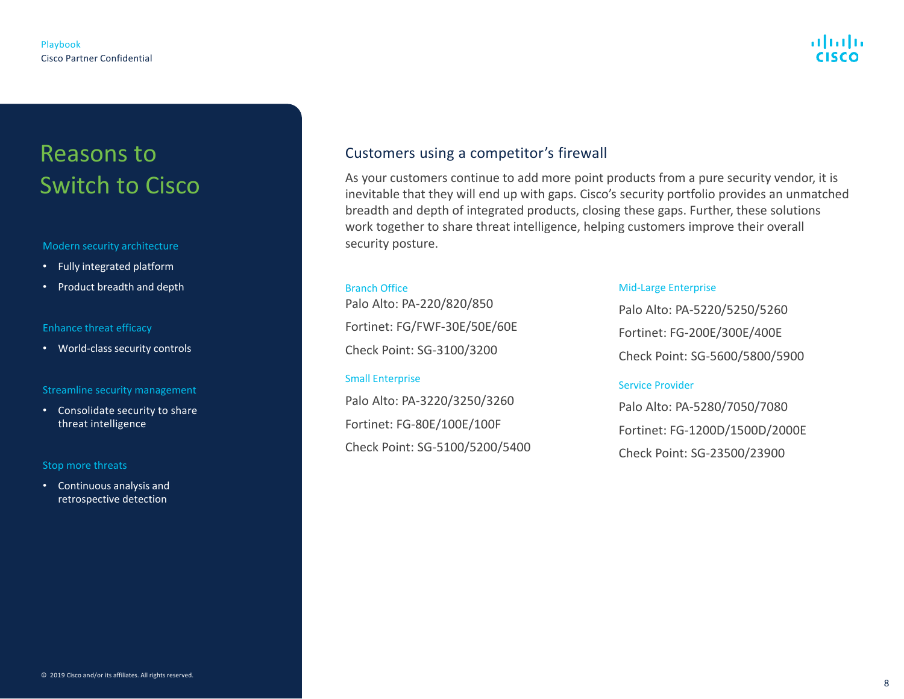# Reasons to Switch to Cisco

### Modern security architecture

- Fully integrated platform
- Product breadth and depth

### Enhance threat efficacy

- World-class security controls

### Streamline security management

- Consolidate security to share threat intelligence

### Stop more threats

- Continuous analysis and retrospective detection

## Customers using a competitor's firewall

As your customers continue to add more point products from a pure security vendor, it is inevitable that they will end up with gaps. Cisco's security portfolio provides an unmatched breadth and depth of integrated products, closing these gaps. Further, these solutions work together to share threat intelligence, helping customers improve their overall security posture.

### Branch Office

Palo Alto: PA-220/820/850

Fortinet: FG/FWF-30E/50E/60E

Check Point: SG-3100/3200

### Small Enterprise

Palo Alto: PA-3220/3250/3260

Fortinet: FG-80E/100E/100F

Check Point: SG-5100/5200/5400

### Mid-Large Enterprise

Palo Alto: PA-5220/5250/5260

Fortinet: FG-200E/300E/400E

Check Point: SG-5600/5800/5900

### Service Provider

Palo Alto: PA-5280/7050/7080

Fortinet: FG-1200D/1500D/2000E

Check Point: SG-23500/23900

© 2019 Cisco and/or its affiliates. All rights reserved.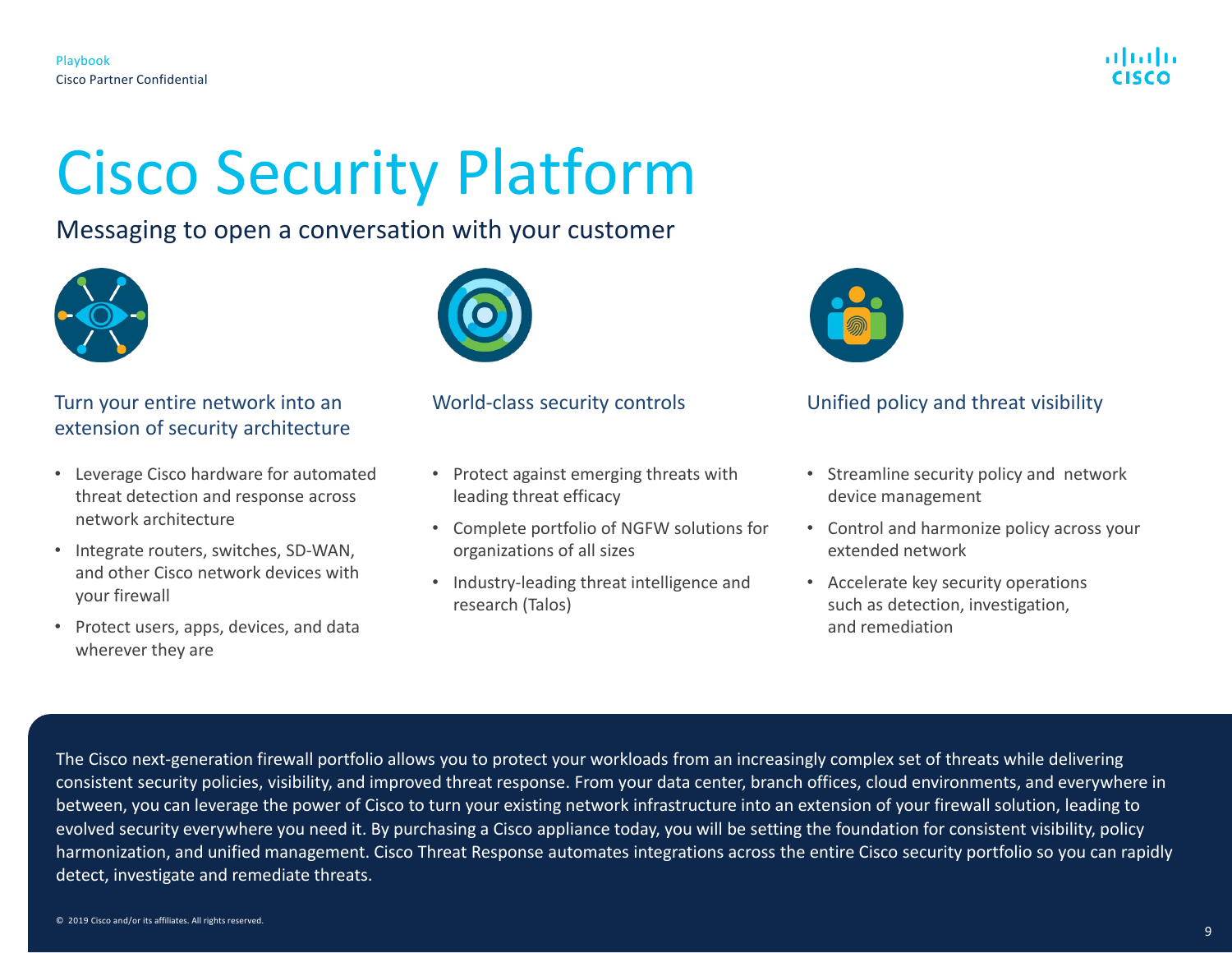# Cisco Security Platform

Messaging to open a conversation with your customer

### Turn your entire network into an extension of security architecture

- Leverage Cisco hardware for automated threat detection and response across network architecture
- Integrate routers, switches, SD-WAN, and other Cisco network devices with your firewall
- Protect users, apps, devices, and data wherever they are

### World-class security controls

- Protect against emerging threats with leading threat efficacy
- Complete portfolio of NGFW solutions for organizations of all sizes
- Industry-leading threat intelligence and research (Talos)

### Unified policy and threat visibility

- Streamline security policy and network device management
- Control and harmonize policy across your extended network
- Accelerate key security operations such as detection, investigation, and remediation

The Cisco next-generation firewall portfolio allows you to protect your workloads from an increasingly complex set of threats while delivering consistent security policies, visibility, and improved threat response. From your data center, branch offices, cloud environments, and everywhere in between, you can leverage the power of Cisco to turn your existing network infrastructure into an extension of your firewall solution, leading to evolved security everywhere you need it. By purchasing a Cisco appliance today, you will be setting the foundation for consistent visibility, policy harmonization, and unified management. Cisco Threat Response automates integrations across the entire Cisco security portfolio so you can rapidly detect, investigate and remediate threats.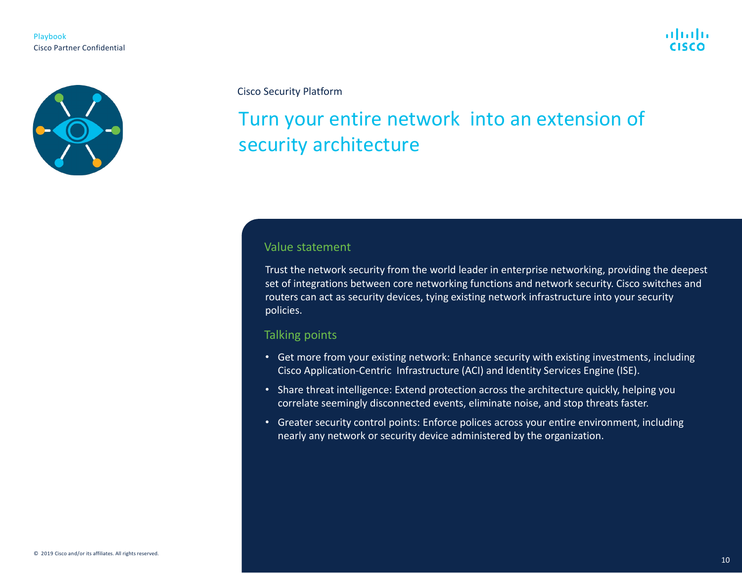Cisco Security Platform

# Turn your entire network into an extension of security architecture

## Value statement

Trust the network security from the world leader in enterprise networking, providing the deepest set of integrations between core networking functions and network security. Cisco switches and routers can act as security devices, tying existing network infrastructure into your security policies.

## Talking points

- Get more from your existing network: Enhance security with existing investments, including Cisco Application-Centric Infrastructure (ACI) and Identity Services Engine (ISE).
- Share threat intelligence: Extend protection across the architecture quickly, helping you correlate seemingly disconnected events, eliminate noise, and stop threats faster.
- Greater security control points: Enforce polices across your entire environment, including nearly any network or security device administered by the organization.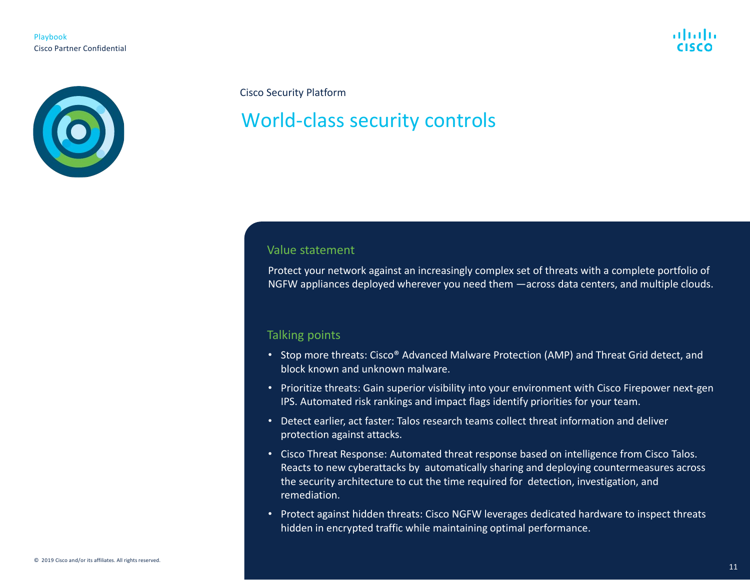Cisco Security Platform

# World-class security controls

## Value statement

Protect your network against an increasingly complex set of threats with a complete portfolio of NGFW appliances deployed wherever you need them —across data centers, and multiple clouds.

## Talking points

- Stop more threats: Cisco® Advanced Malware Protection (AMP) and Threat Grid detect, and block known and unknown malware.
- Prioritize threats: Gain superior visibility into your environment with Cisco Firepower next-gen IPS. Automated risk rankings and impact flags identify priorities for your team.
- Detect earlier, act faster: Talos research teams collect threat information and deliver protection against attacks.
- Cisco Threat Response: Automated threat response based on intelligence from Cisco Talos. Reacts to new cyberattacks by automatically sharing and deploying countermeasures across the security architecture to cut the time required for detection, investigation, and remediation.
- Protect against hidden threats: Cisco NGFW leverages dedicated hardware to inspect threats hidden in encrypted traffic while maintaining optimal performance.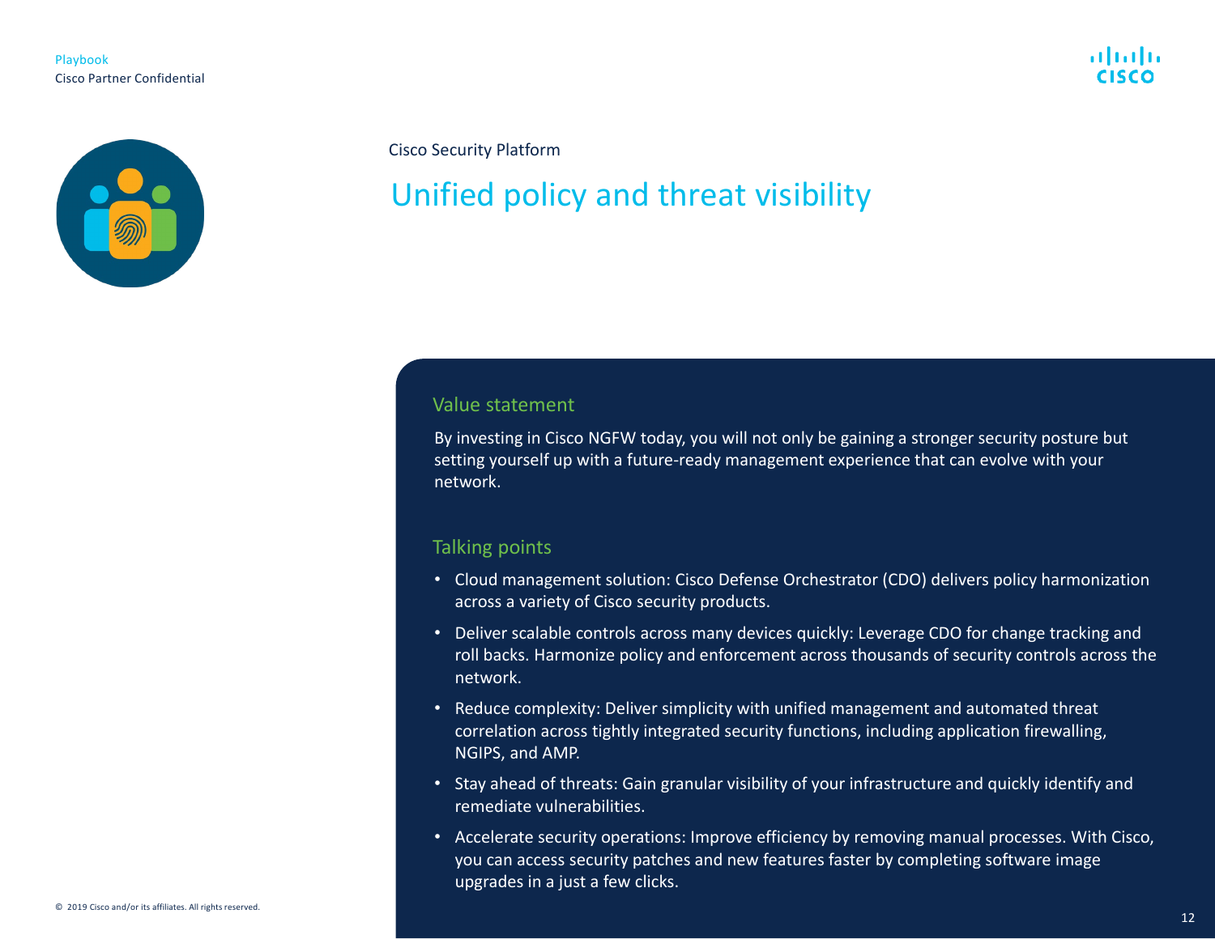Cisco Security Platform

# Unified policy and threat visibility

## Value statement

By investing in Cisco NGFW today, you will not only be gaining a stronger security posture but setting yourself up with a future-ready management experience that can evolve with your network.

## Talking points

- Cloud management solution: Cisco Defense Orchestrator (CDO) delivers policy harmonization across a variety of Cisco security products.
- Deliver scalable controls across many devices quickly: Leverage CDO for change tracking and roll backs. Harmonize policy and enforcement across thousands of security controls across the network.
- Reduce complexity: Deliver simplicity with unified management and automated threat correlation across tightly integrated security functions, including application firewalling, NGIPS, and AMP.
- Stay ahead of threats: Gain granular visibility of your infrastructure and quickly identify and remediate vulnerabilities.
- Accelerate security operations: Improve efficiency by removing manual processes. With Cisco, you can access security patches and new features faster by completing software image upgrades in a just a few clicks.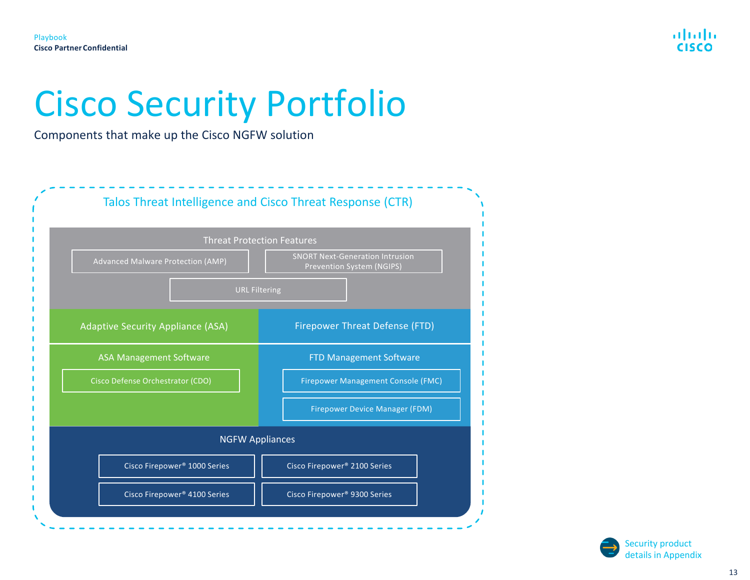# Cisco Security Portfolio

Components that make up the Cisco NGFW solution

## Talos Threat Intelligence and Cisco Threat Response (CTR)

### Threat Protection Features

- Advanced Malware Protection (AMP)
- SNORT Next-Generation Intrusion Prevention System (NGIPS)
- URL Filtering

### Adaptive Security Appliance (ASA)

**ASA Management Software**

- Cisco Defense Orchestrator (CDO)

### Firepower Threat Defense (FTD)

**FTD Management Software**

- Firepower Management Console (FMC)
- Firepower Device Manager (FDM)

### NGFW Appliances

- Cisco Firepower® 1000 Series
- Cisco Firepower® 2100 Series
- Cisco Firepower® 4100 Series
- Cisco Firepower® 9300 Series

Security product details in Appendix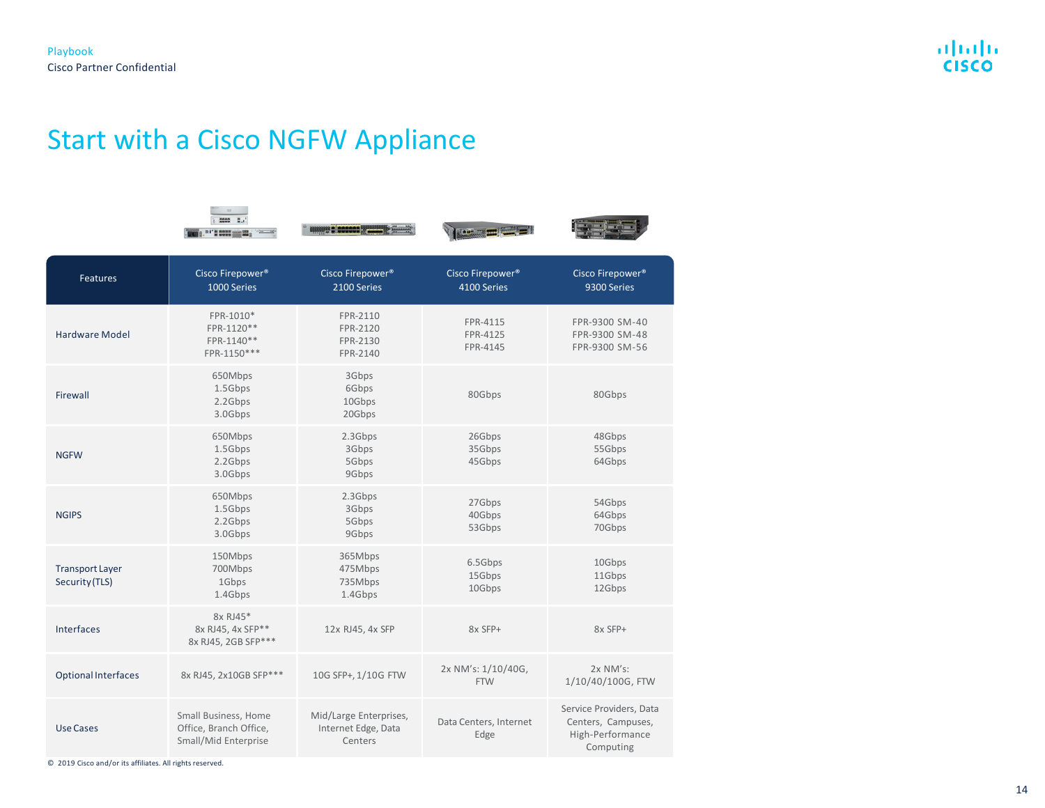# Start with a Cisco NGFW Appliance

| Features | Cisco Firepower® 1000 Series | Cisco Firepower® 2100 Series | Cisco Firepower® 4100 Series | Cisco Firepower® 9300 Series |
|---|---|---|---|---|
| Hardware Model | FPR-1010*<br>FPR-1120**<br>FPR-1140**<br>FPR-1150*** | FPR-2110<br>FPR-2120<br>FPR-2130<br>FPR-2140 | FPR-4115<br>FPR-4125<br>FPR-4145 | FPR-9300 SM-40<br>FPR-9300 SM-48<br>FPR-9300 SM-56 |
| Firewall | 650Mbps<br>1.5Gbps<br>2.2Gbps<br>3.0Gbps | 3Gbps<br>6Gbps<br>10Gbps<br>20Gbps | 80Gbps | 80Gbps |
| NGFW | 650Mbps<br>1.5Gbps<br>2.2Gbps<br>3.0Gbps | 2.3Gbps<br>3Gbps<br>5Gbps<br>9Gbps | 26Gbps<br>35Gbps<br>45Gbps | 48Gbps<br>55Gbps<br>64Gbps |
| NGIPS | 650Mbps<br>1.5Gbps<br>2.2Gbps<br>3.0Gbps | 2.3Gbps<br>3Gbps<br>5Gbps<br>9Gbps | 27Gbps<br>40Gbps<br>53Gbps | 54Gbps<br>64Gbps<br>70Gbps |
| Transport Layer Security (TLS) | 150Mbps<br>700Mbps<br>1Gbps<br>1.4Gbps | 365Mbps<br>475Mbps<br>735Mbps<br>1.4Gbps | 6.5Gbps<br>15Gbps<br>10Gbps | 10Gbps<br>11Gbps<br>12Gbps |
| Interfaces | 8x RJ45*<br>8x RJ45, 4x SFP**<br>8x RJ45, 2GB SFP*** | 12x RJ45, 4x SFP | 8x SFP+ | 8x SFP+ |
| Optional Interfaces | 8x RJ45, 2x10GB SFP*** | 10G SFP+, 1/10G FTW | 2x NM's: 1/10/40G, FTW | 2x NM's: 1/10/40/100G, FTW |
| Use Cases | Small Business, Home Office, Branch Office, Small/Mid Enterprise | Mid/Large Enterprises, Internet Edge, Data Centers | Data Centers, Internet Edge | Service Providers, Data Centers, Campuses, High-Performance Computing |

© 2019 Cisco and/or its affiliates. All rights reserved.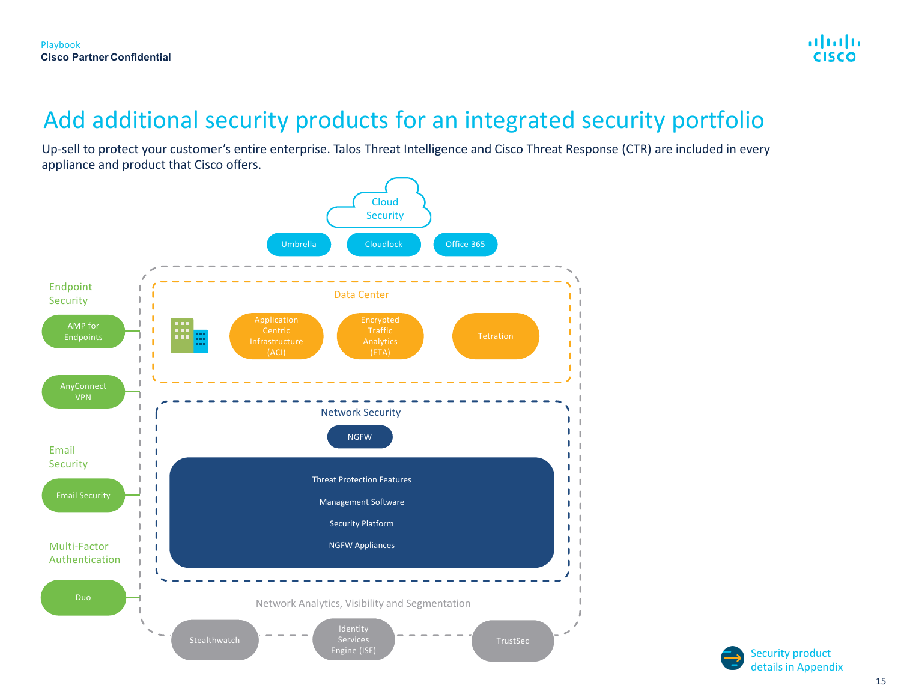# Add additional security products for an integrated security portfolio

Up-sell to protect your customer's entire enterprise. Talos Threat Intelligence and Cisco Threat Response (CTR) are included in every appliance and product that Cisco offers.

**Cloud Security**

- Umbrella
- Cloudlock
- Office 365

**Endpoint Security**

- AMP for Endpoints
- AnyConnect VPN

**Email Security**

- Email Security

**Multi-Factor Authentication**

- Duo

**Data Center**

- Application Centric Infrastructure (ACI)
- Encrypted Traffic Analytics (ETA)
- Tetration

**Network Security**

- NGFW
  - Threat Protection Features
  - Management Software
  - Security Platform
  - NGFW Appliances

**Network Analytics, Visibility and Segmentation**

- Stealthwatch
- Identity Services Engine (ISE)
- TrustSec

Security product details in Appendix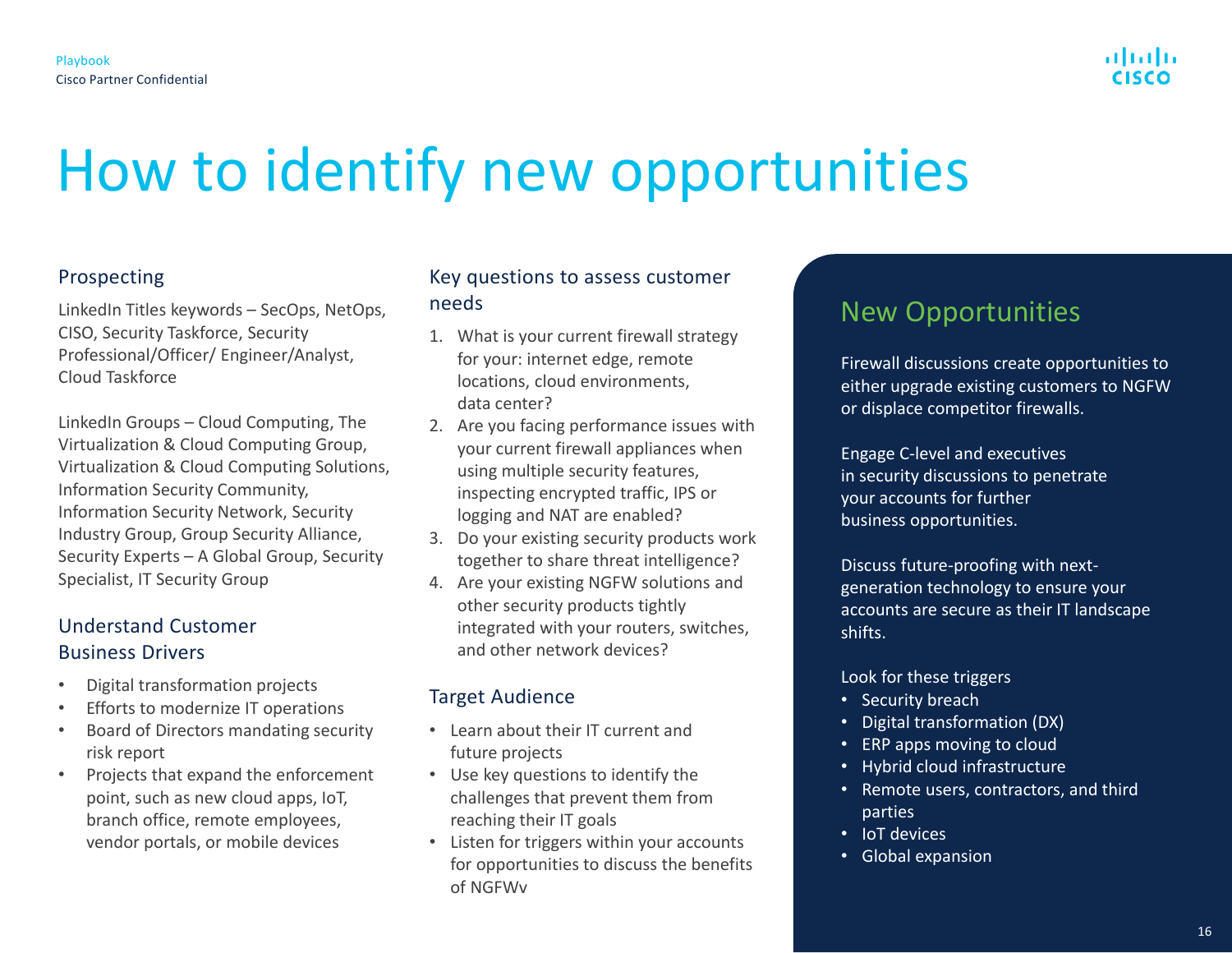# How to identify new opportunities

## Prospecting

LinkedIn Titles keywords – SecOps, NetOps, CISO, Security Taskforce, Security Professional/Officer/ Engineer/Analyst, Cloud Taskforce

LinkedIn Groups – Cloud Computing, The Virtualization & Cloud Computing Group, Virtualization & Cloud Computing Solutions, Information Security Community, Information Security Network, Security Industry Group, Group Security Alliance, Security Experts – A Global Group, Security Specialist, IT Security Group

## Understand Customer Business Drivers

- Digital transformation projects
- Efforts to modernize IT operations
- Board of Directors mandating security risk report
- Projects that expand the enforcement point, such as new cloud apps, IoT, branch office, remote employees, vendor portals, or mobile devices

## Key questions to assess customer needs

1. What is your current firewall strategy for your: internet edge, remote locations, cloud environments, data center?
2. Are you facing performance issues with your current firewall appliances when using multiple security features, inspecting encrypted traffic, IPS or logging and NAT are enabled?
3. Do your existing security products work together to share threat intelligence?
4. Are your existing NGFW solutions and other security products tightly integrated with your routers, switches, and other network devices?

## Target Audience

- Learn about their IT current and future projects
- Use key questions to identify the challenges that prevent them from reaching their IT goals
- Listen for triggers within your accounts for opportunities to discuss the benefits of NGFWv

## New Opportunities

Firewall discussions create opportunities to either upgrade existing customers to NGFW or displace competitor firewalls.

Engage C-level and executives in security discussions to penetrate your accounts for further business opportunities.

Discuss future-proofing with next-generation technology to ensure your accounts are secure as their IT landscape shifts.

Look for these triggers

- Security breach
- Digital transformation (DX)
- ERP apps moving to cloud
- Hybrid cloud infrastructure
- Remote users, contractors, and third parties
- IoT devices
- Global expansion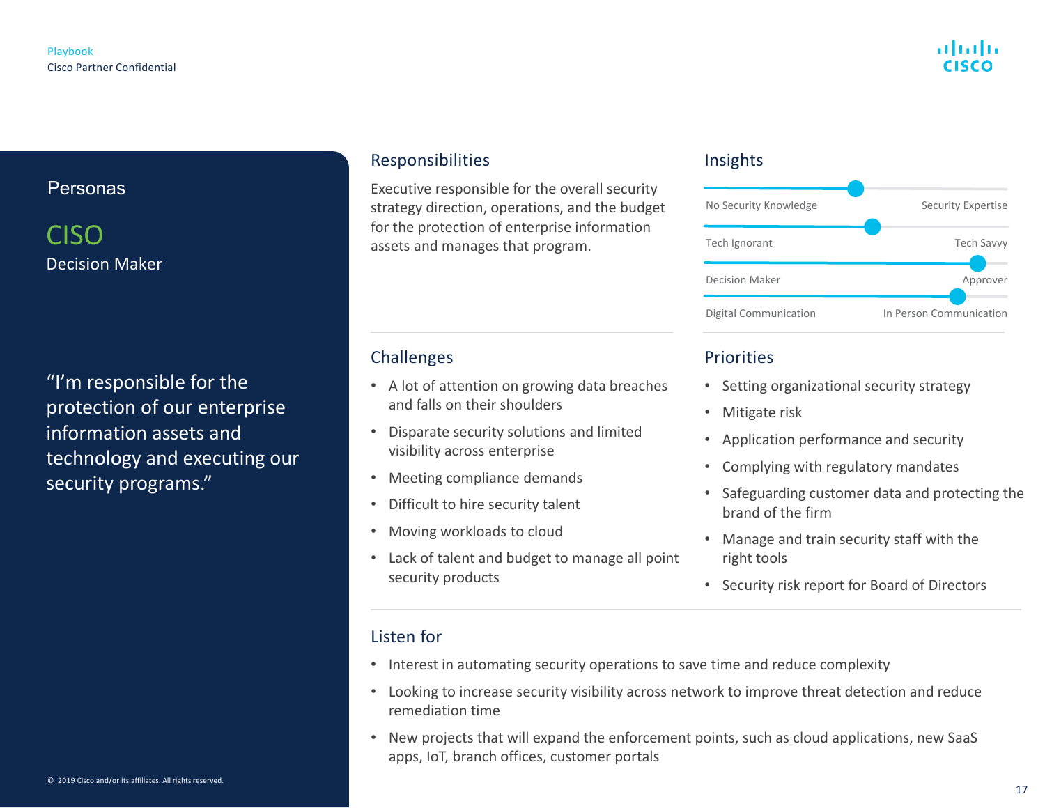## Personas

# CISO

Decision Maker

"I'm responsible for the protection of our enterprise information assets and technology and executing our security programs."

### Responsibilities

Executive responsible for the overall security strategy direction, operations, and the budget for the protection of enterprise information assets and manages that program.

### Insights

No Security Knowledge — Security Expertise

Tech Ignorant — Tech Savvy

Decision Maker — Approver

Digital Communication — In Person Communication

### Challenges

- A lot of attention on growing data breaches and falls on their shoulders
- Disparate security solutions and limited visibility across enterprise
- Meeting compliance demands
- Difficult to hire security talent
- Moving workloads to cloud
- Lack of talent and budget to manage all point security products

### Priorities

- Setting organizational security strategy
- Mitigate risk
- Application performance and security
- Complying with regulatory mandates
- Safeguarding customer data and protecting the brand of the firm
- Manage and train security staff with the right tools
- Security risk report for Board of Directors

### Listen for

- Interest in automating security operations to save time and reduce complexity
- Looking to increase security visibility across network to improve threat detection and reduce remediation time
- New projects that will expand the enforcement points, such as cloud applications, new SaaS apps, IoT, branch offices, customer portals

© 2019 Cisco and/or its affiliates. All rights reserved.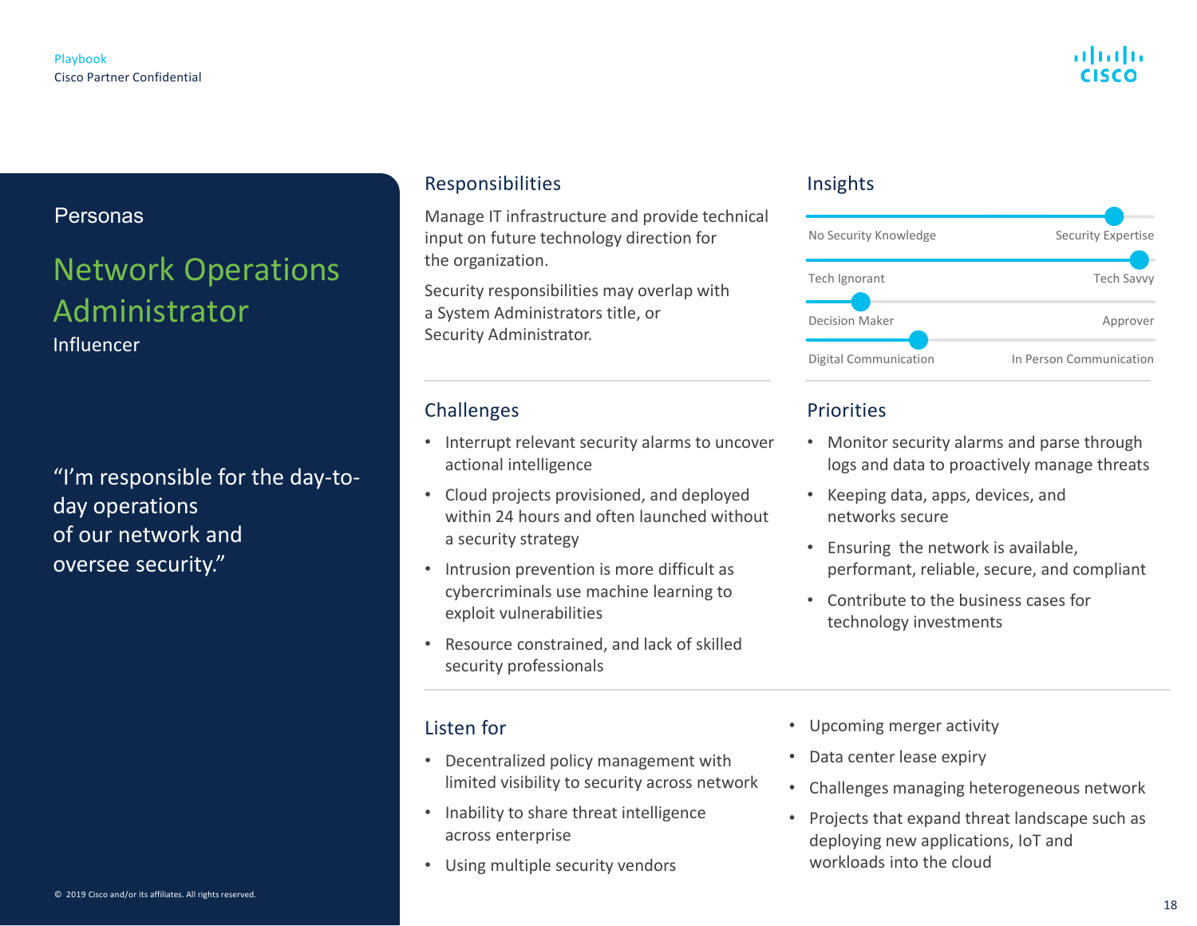Playbook
Cisco Partner Confidential

## Personas

# Network Operations Administrator

Influencer

"I'm responsible for the day-to-day operations
of our network and
oversee security."

## Responsibilities

Manage IT infrastructure and provide technical input on future technology direction for the organization.

Security responsibilities may overlap with a System Administrators title, or Security Administrator.

## Insights

- No Security Knowledge — Security Expertise
- Tech Ignorant — Tech Savvy
- Decision Maker — Approver
- Digital Communication — In Person Communication

## Challenges

- Interrupt relevant security alarms to uncover actional intelligence
- Cloud projects provisioned, and deployed within 24 hours and often launched without a security strategy
- Intrusion prevention is more difficult as cybercriminals use machine learning to exploit vulnerabilities
- Resource constrained, and lack of skilled security professionals

## Priorities

- Monitor security alarms and parse through logs and data to proactively manage threats
- Keeping data, apps, devices, and networks secure
- Ensuring the network is available, performant, reliable, secure, and compliant
- Contribute to the business cases for technology investments

## Listen for

- Decentralized policy management with limited visibility to security across network
- Inability to share threat intelligence across enterprise
- Using multiple security vendors
- Upcoming merger activity
- Data center lease expiry
- Challenges managing heterogeneous network
- Projects that expand threat landscape such as deploying new applications, IoT and workloads into the cloud

© 2019 Cisco and/or its affiliates. All rights reserved.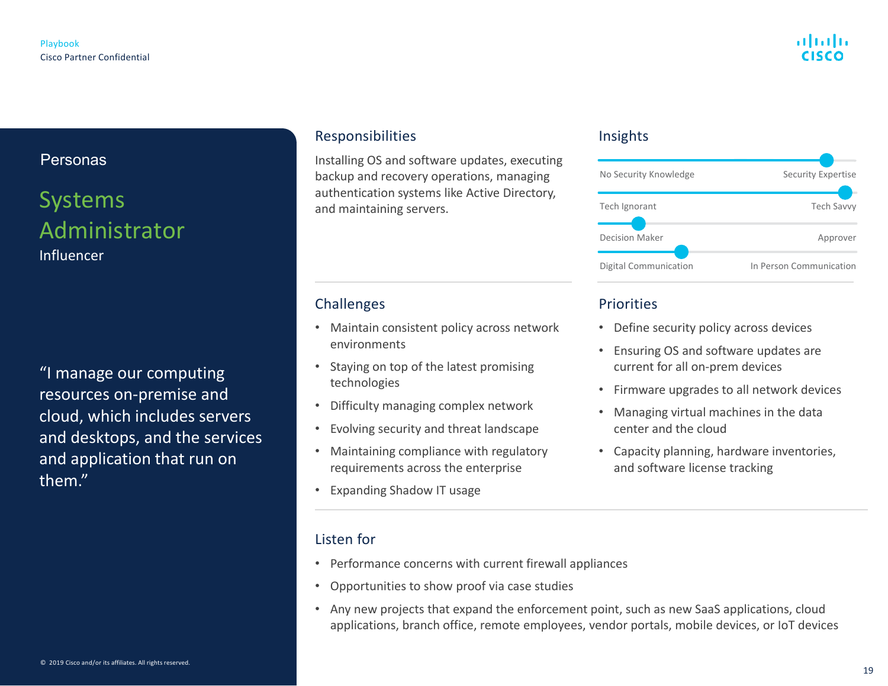## Personas

# Systems Administrator

Influencer

"I manage our computing resources on-premise and cloud, which includes servers and desktops, and the services and application that run on them."

### Responsibilities

Installing OS and software updates, executing backup and recovery operations, managing authentication systems like Active Directory, and maintaining servers.

### Insights

No Security Knowledge — Security Expertise

Tech Ignorant — Tech Savvy

Decision Maker — Approver

Digital Communication — In Person Communication

### Challenges

- Maintain consistent policy across network environments
- Staying on top of the latest promising technologies
- Difficulty managing complex network
- Evolving security and threat landscape
- Maintaining compliance with regulatory requirements across the enterprise
- Expanding Shadow IT usage

### Priorities

- Define security policy across devices
- Ensuring OS and software updates are current for all on-prem devices
- Firmware upgrades to all network devices
- Managing virtual machines in the data center and the cloud
- Capacity planning, hardware inventories, and software license tracking

### Listen for

- Performance concerns with current firewall appliances
- Opportunities to show proof via case studies
- Any new projects that expand the enforcement point, such as new SaaS applications, cloud applications, branch office, remote employees, vendor portals, mobile devices, or IoT devices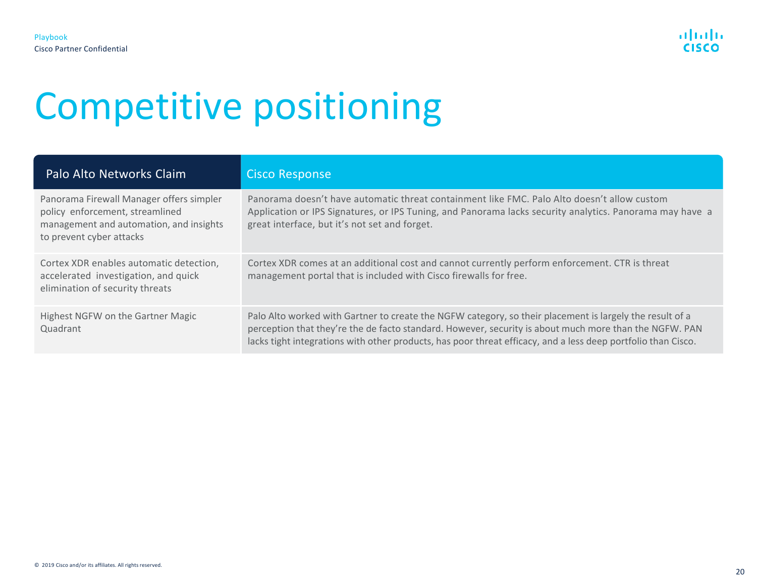# Competitive positioning

| Palo Alto Networks Claim | Cisco Response |
| --- | --- |
| Panorama Firewall Manager offers simpler policy enforcement, streamlined management and automation, and insights to prevent cyber attacks | Panorama doesn't have automatic threat containment like FMC. Palo Alto doesn't allow custom Application or IPS Signatures, or IPS Tuning, and Panorama lacks security analytics. Panorama may have a great interface, but it's not set and forget. |
| Cortex XDR enables automatic detection, accelerated investigation, and quick elimination of security threats | Cortex XDR comes at an additional cost and cannot currently perform enforcement. CTR is threat management portal that is included with Cisco firewalls for free. |
| Highest NGFW on the Gartner Magic Quadrant | Palo Alto worked with Gartner to create the NGFW category, so their placement is largely the result of a perception that they're the de facto standard. However, security is about much more than the NGFW. PAN lacks tight integrations with other products, has poor threat efficacy, and a less deep portfolio than Cisco. |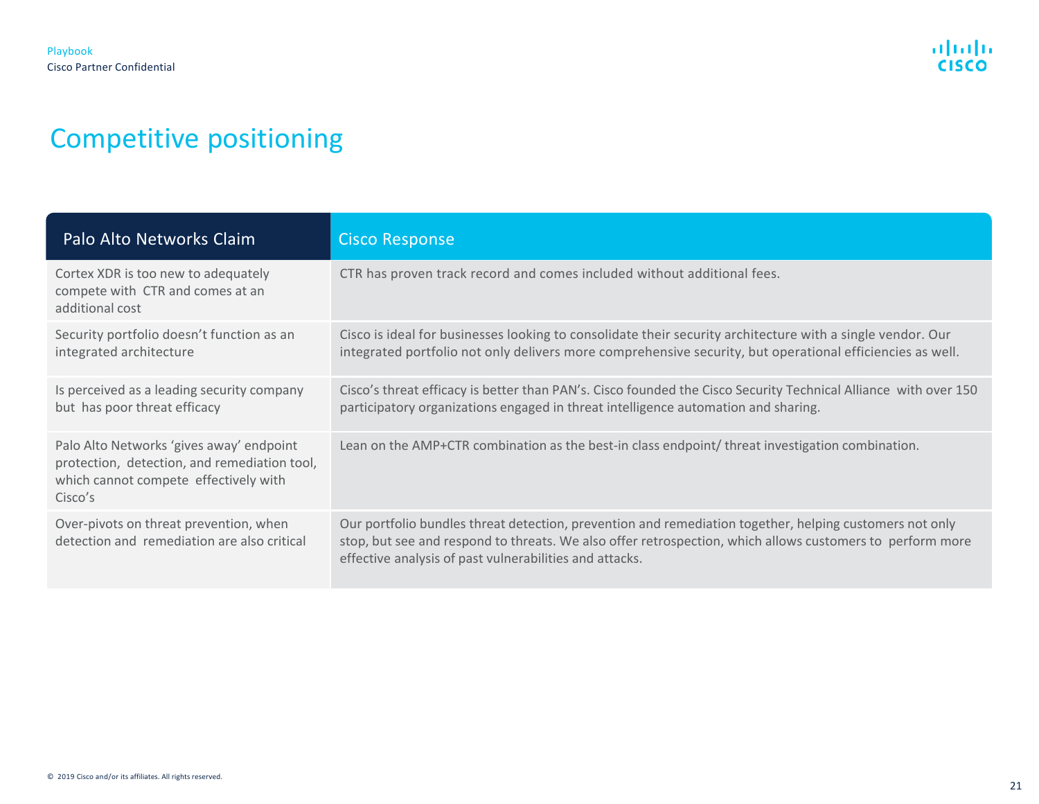# Competitive positioning

| Palo Alto Networks Claim | Cisco Response |
| --- | --- |
| Cortex XDR is too new to adequately compete with CTR and comes at an additional cost | CTR has proven track record and comes included without additional fees. |
| Security portfolio doesn't function as an integrated architecture | Cisco is ideal for businesses looking to consolidate their security architecture with a single vendor. Our integrated portfolio not only delivers more comprehensive security, but operational efficiencies as well. |
| Is perceived as a leading security company but has poor threat efficacy | Cisco's threat efficacy is better than PAN's. Cisco founded the Cisco Security Technical Alliance with over 150 participatory organizations engaged in threat intelligence automation and sharing. |
| Palo Alto Networks 'gives away' endpoint protection, detection, and remediation tool, which cannot compete effectively with Cisco's | Lean on the AMP+CTR combination as the best-in class endpoint/ threat investigation combination. |
| Over-pivots on threat prevention, when detection and remediation are also critical | Our portfolio bundles threat detection, prevention and remediation together, helping customers not only stop, but see and respond to threats. We also offer retrospection, which allows customers to perform more effective analysis of past vulnerabilities and attacks. |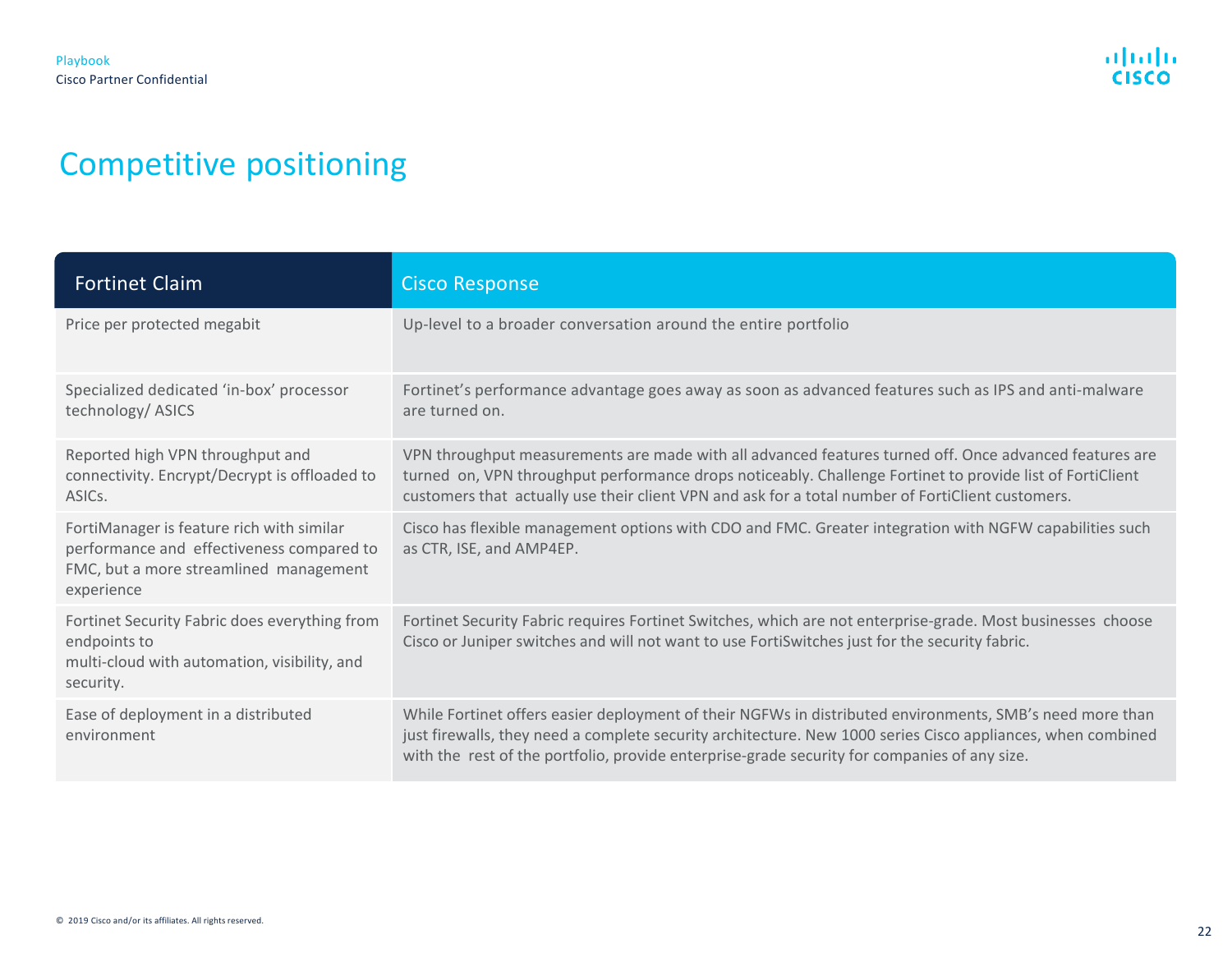# Competitive positioning

| Fortinet Claim | Cisco Response |
| --- | --- |
| Price per protected megabit | Up-level to a broader conversation around the entire portfolio |
| Specialized dedicated 'in-box' processor technology/ ASICS | Fortinet's performance advantage goes away as soon as advanced features such as IPS and anti-malware are turned on. |
| Reported high VPN throughput and connectivity. Encrypt/Decrypt is offloaded to ASICs. | VPN throughput measurements are made with all advanced features turned off. Once advanced features are turned on, VPN throughput performance drops noticeably. Challenge Fortinet to provide list of FortiClient customers that actually use their client VPN and ask for a total number of FortiClient customers. |
| FortiManager is feature rich with similar performance and effectiveness compared to FMC, but a more streamlined management experience | Cisco has flexible management options with CDO and FMC. Greater integration with NGFW capabilities such as CTR, ISE, and AMP4EP. |
| Fortinet Security Fabric does everything from endpoints to multi-cloud with automation, visibility, and security. | Fortinet Security Fabric requires Fortinet Switches, which are not enterprise-grade. Most businesses choose Cisco or Juniper switches and will not want to use FortiSwitches just for the security fabric. |
| Ease of deployment in a distributed environment | While Fortinet offers easier deployment of their NGFWs in distributed environments, SMB's need more than just firewalls, they need a complete security architecture. New 1000 series Cisco appliances, when combined with the rest of the portfolio, provide enterprise-grade security for companies of any size. |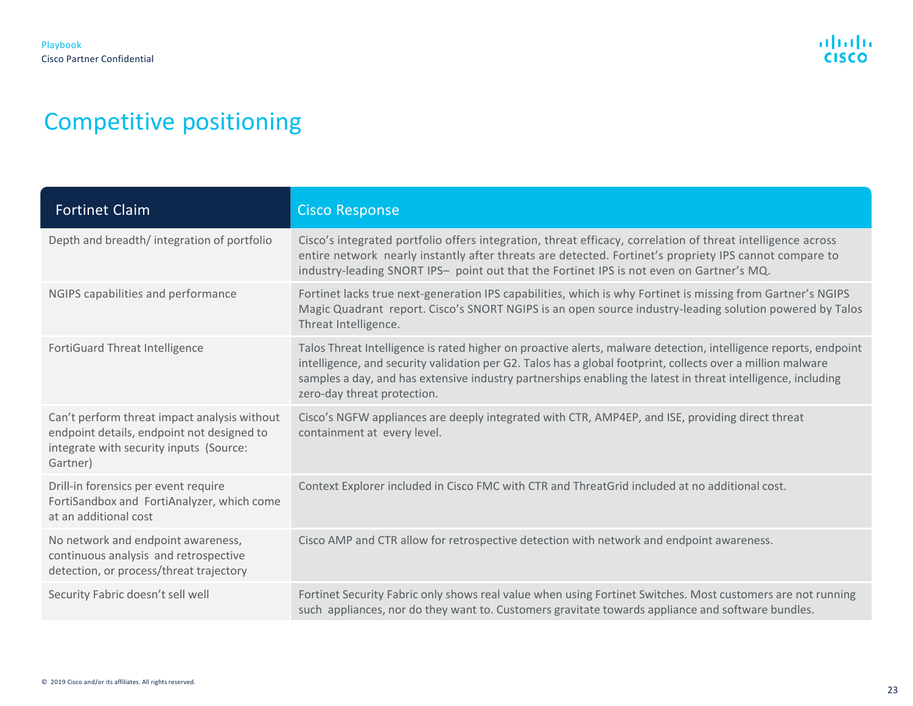# Competitive positioning

| Fortinet Claim | Cisco Response |
|---|---|
| Depth and breadth/ integration of portfolio | Cisco's integrated portfolio offers integration, threat efficacy, correlation of threat intelligence across entire network nearly instantly after threats are detected. Fortinet's propriety IPS cannot compare to industry-leading SNORT IPS– point out that the Fortinet IPS is not even on Gartner's MQ. |
| NGIPS capabilities and performance | Fortinet lacks true next-generation IPS capabilities, which is why Fortinet is missing from Gartner's NGIPS Magic Quadrant report. Cisco's SNORT NGIPS is an open source industry-leading solution powered by Talos Threat Intelligence. |
| FortiGuard Threat Intelligence | Talos Threat Intelligence is rated higher on proactive alerts, malware detection, intelligence reports, endpoint intelligence, and security validation per G2. Talos has a global footprint, collects over a million malware samples a day, and has extensive industry partnerships enabling the latest in threat intelligence, including zero-day threat protection. |
| Can't perform threat impact analysis without endpoint details, endpoint not designed to integrate with security inputs (Source: Gartner) | Cisco's NGFW appliances are deeply integrated with CTR, AMP4EP, and ISE, providing direct threat containment at every level. |
| Drill-in forensics per event require FortiSandbox and FortiAnalyzer, which come at an additional cost | Context Explorer included in Cisco FMC with CTR and ThreatGrid included at no additional cost. |
| No network and endpoint awareness, continuous analysis and retrospective detection, or process/threat trajectory | Cisco AMP and CTR allow for retrospective detection with network and endpoint awareness. |
| Security Fabric doesn't sell well | Fortinet Security Fabric only shows real value when using Fortinet Switches. Most customers are not running such appliances, nor do they want to. Customers gravitate towards appliance and software bundles. |

© 2019 Cisco and/or its affiliates. All rights reserved.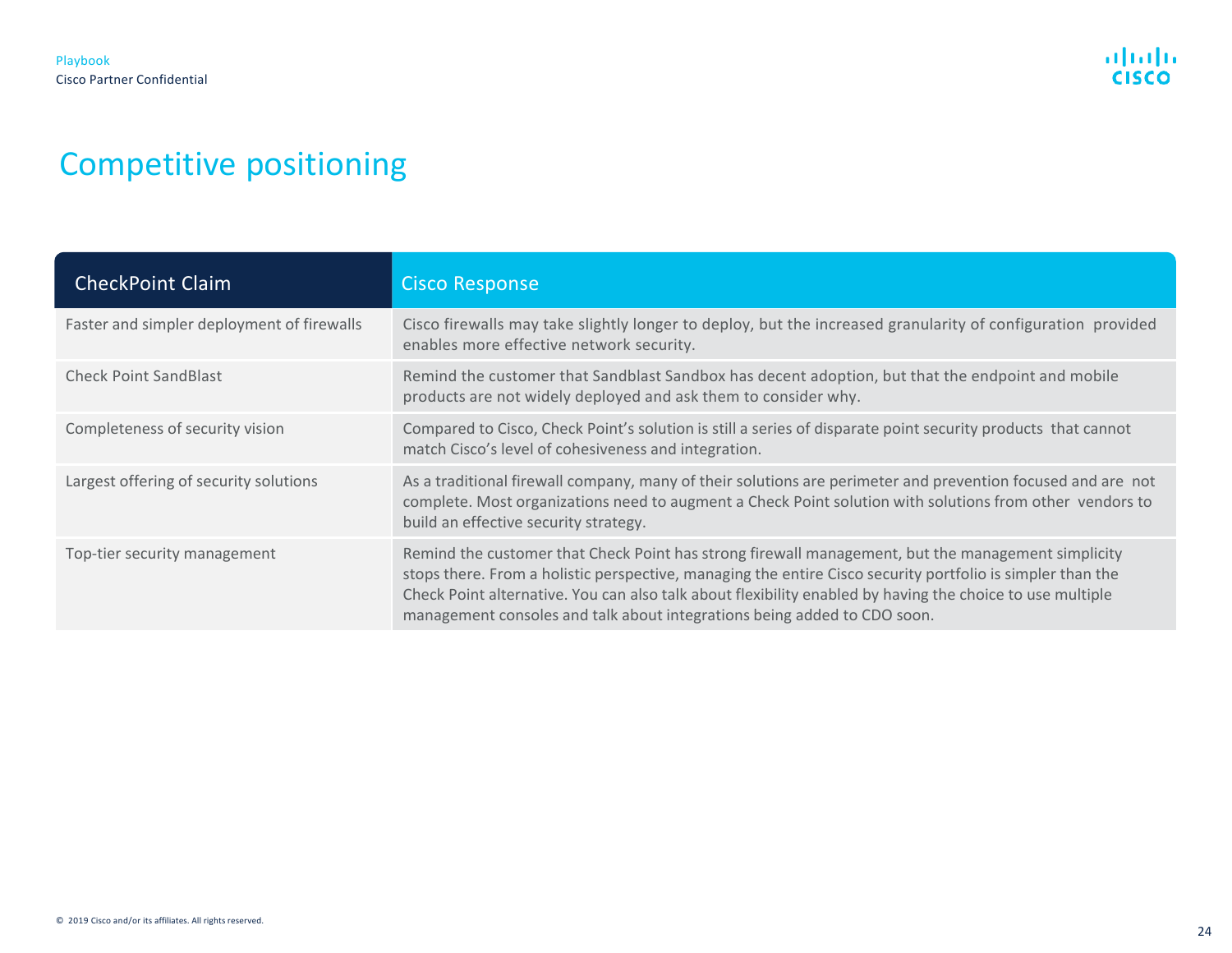# Competitive positioning

| CheckPoint Claim | Cisco Response |
| --- | --- |
| Faster and simpler deployment of firewalls | Cisco firewalls may take slightly longer to deploy, but the increased granularity of configuration provided enables more effective network security. |
| Check Point SandBlast | Remind the customer that Sandblast Sandbox has decent adoption, but that the endpoint and mobile products are not widely deployed and ask them to consider why. |
| Completeness of security vision | Compared to Cisco, Check Point's solution is still a series of disparate point security products that cannot match Cisco's level of cohesiveness and integration. |
| Largest offering of security solutions | As a traditional firewall company, many of their solutions are perimeter and prevention focused and are not complete. Most organizations need to augment a Check Point solution with solutions from other vendors to build an effective security strategy. |
| Top-tier security management | Remind the customer that Check Point has strong firewall management, but the management simplicity stops there. From a holistic perspective, managing the entire Cisco security portfolio is simpler than the Check Point alternative. You can also talk about flexibility enabled by having the choice to use multiple management consoles and talk about integrations being added to CDO soon. |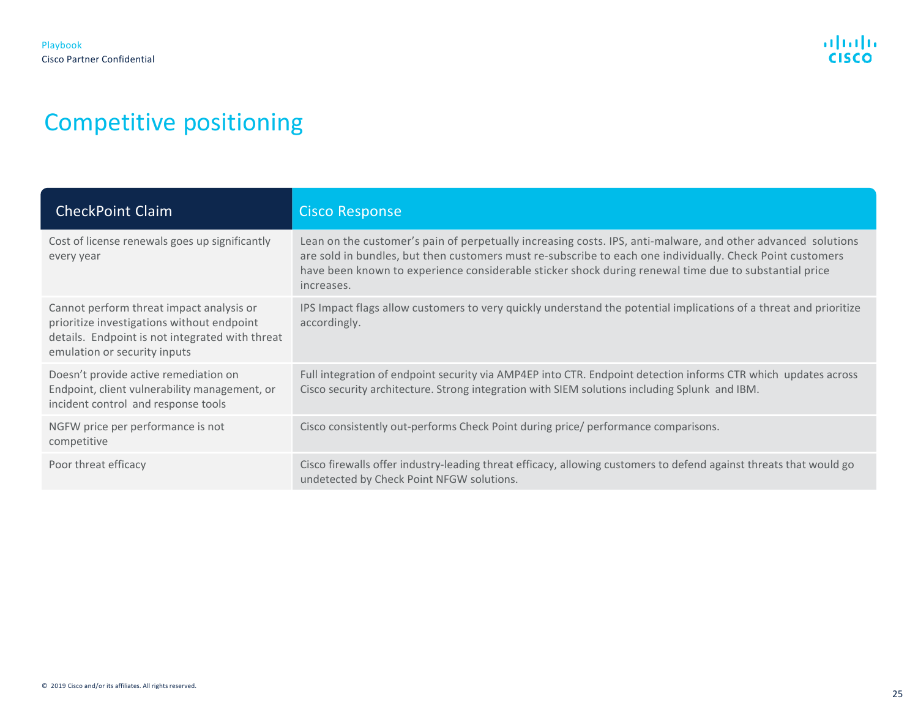# Competitive positioning

| CheckPoint Claim | Cisco Response |
| --- | --- |
| Cost of license renewals goes up significantly every year | Lean on the customer's pain of perpetually increasing costs. IPS, anti-malware, and other advanced solutions are sold in bundles, but then customers must re-subscribe to each one individually. Check Point customers have been known to experience considerable sticker shock during renewal time due to substantial price increases. |
| Cannot perform threat impact analysis or prioritize investigations without endpoint details. Endpoint is not integrated with threat emulation or security inputs | IPS Impact flags allow customers to very quickly understand the potential implications of a threat and prioritize accordingly. |
| Doesn't provide active remediation on Endpoint, client vulnerability management, or incident control and response tools | Full integration of endpoint security via AMP4EP into CTR. Endpoint detection informs CTR which updates across Cisco security architecture. Strong integration with SIEM solutions including Splunk and IBM. |
| NGFW price per performance is not competitive | Cisco consistently out-performs Check Point during price/ performance comparisons. |
| Poor threat efficacy | Cisco firewalls offer industry-leading threat efficacy, allowing customers to defend against threats that would go undetected by Check Point NFGW solutions. |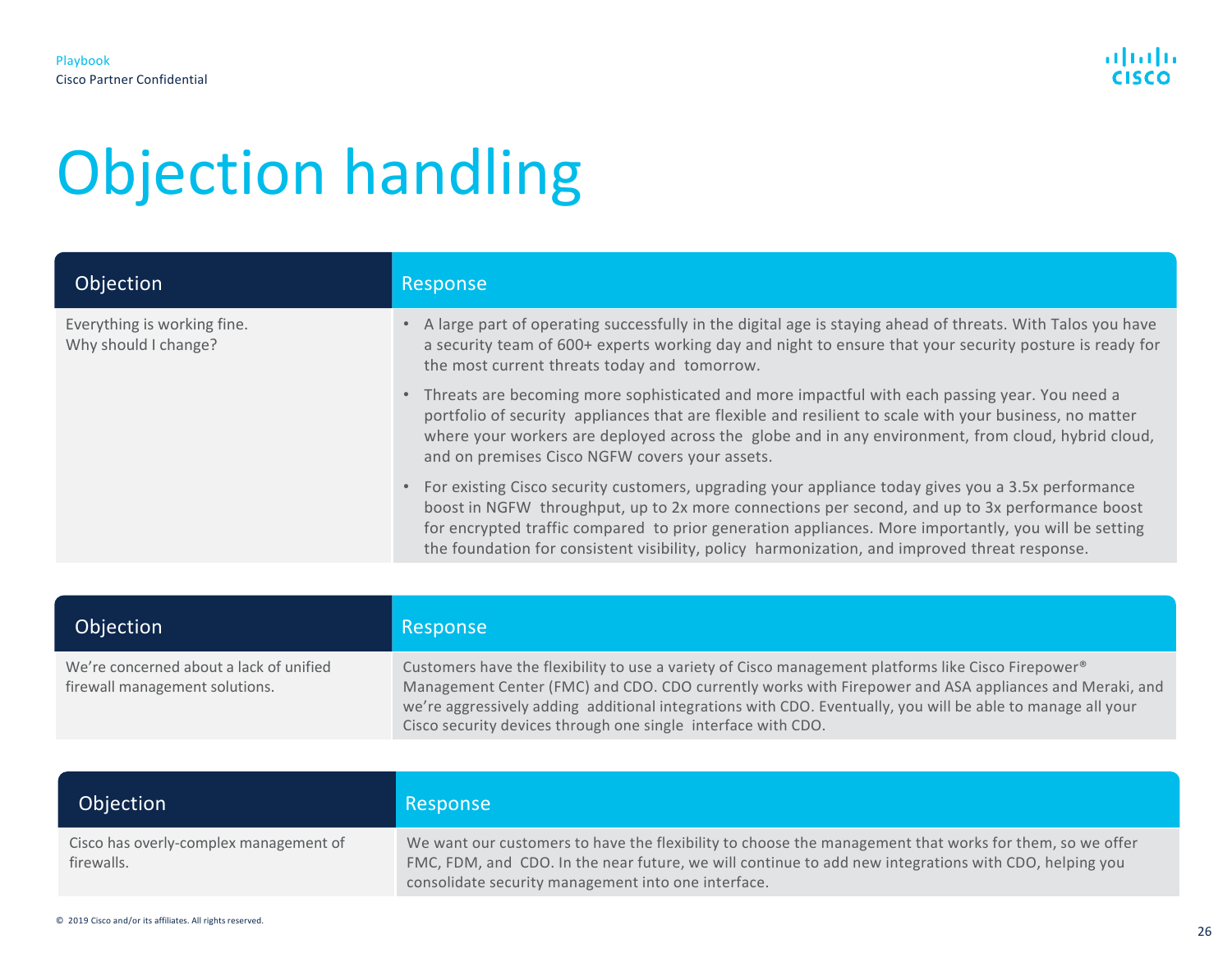# Objection handling

| Objection | Response |
|---|---|
| Everything is working fine. Why should I change? | • A large part of operating successfully in the digital age is staying ahead of threats. With Talos you have a security team of 600+ experts working day and night to ensure that your security posture is ready for the most current threats today and tomorrow.<br>• Threats are becoming more sophisticated and more impactful with each passing year. You need a portfolio of security appliances that are flexible and resilient to scale with your business, no matter where your workers are deployed across the globe and in any environment, from cloud, hybrid cloud, and on premises Cisco NGFW covers your assets.<br>• For existing Cisco security customers, upgrading your appliance today gives you a 3.5x performance boost in NGFW throughput, up to 2x more connections per second, and up to 3x performance boost for encrypted traffic compared to prior generation appliances. More importantly, you will be setting the foundation for consistent visibility, policy harmonization, and improved threat response. |

| Objection | Response |
|---|---|
| We're concerned about a lack of unified firewall management solutions. | Customers have the flexibility to use a variety of Cisco management platforms like Cisco Firepower® Management Center (FMC) and CDO. CDO currently works with Firepower and ASA appliances and Meraki, and we're aggressively adding additional integrations with CDO. Eventually, you will be able to manage all your Cisco security devices through one single interface with CDO. |

| Objection | Response |
|---|---|
| Cisco has overly-complex management of firewalls. | We want our customers to have the flexibility to choose the management that works for them, so we offer FMC, FDM, and CDO. In the near future, we will continue to add new integrations with CDO, helping you consolidate security management into one interface. |

© 2019 Cisco and/or its affiliates. All rights reserved.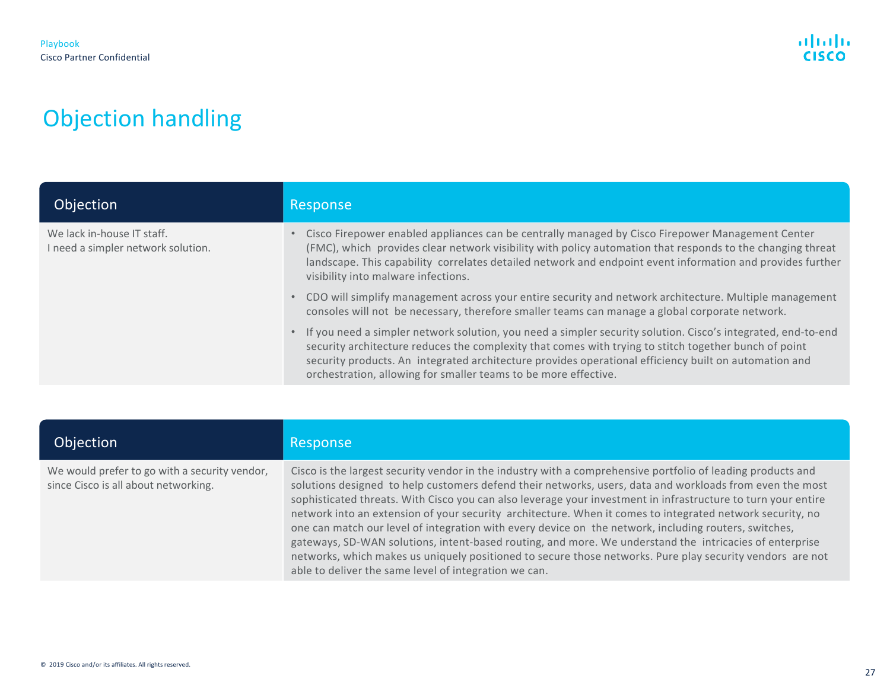# Objection handling

| Objection | Response |
|---|---|
| We lack in-house IT staff.<br>I need a simpler network solution. | • Cisco Firepower enabled appliances can be centrally managed by Cisco Firepower Management Center (FMC), which provides clear network visibility with policy automation that responds to the changing threat landscape. This capability correlates detailed network and endpoint event information and provides further visibility into malware infections.<br>• CDO will simplify management across your entire security and network architecture. Multiple management consoles will not be necessary, therefore smaller teams can manage a global corporate network.<br>• If you need a simpler network solution, you need a simpler security solution. Cisco's integrated, end-to-end security architecture reduces the complexity that comes with trying to stitch together bunch of point security products. An integrated architecture provides operational efficiency built on automation and orchestration, allowing for smaller teams to be more effective. |

| Objection | Response |
|---|---|
| We would prefer to go with a security vendor, since Cisco is all about networking. | Cisco is the largest security vendor in the industry with a comprehensive portfolio of leading products and solutions designed to help customers defend their networks, users, data and workloads from even the most sophisticated threats. With Cisco you can also leverage your investment in infrastructure to turn your entire network into an extension of your security architecture. When it comes to integrated network security, no one can match our level of integration with every device on the network, including routers, switches, gateways, SD-WAN solutions, intent-based routing, and more. We understand the intricacies of enterprise networks, which makes us uniquely positioned to secure those networks. Pure play security vendors are not able to deliver the same level of integration we can. |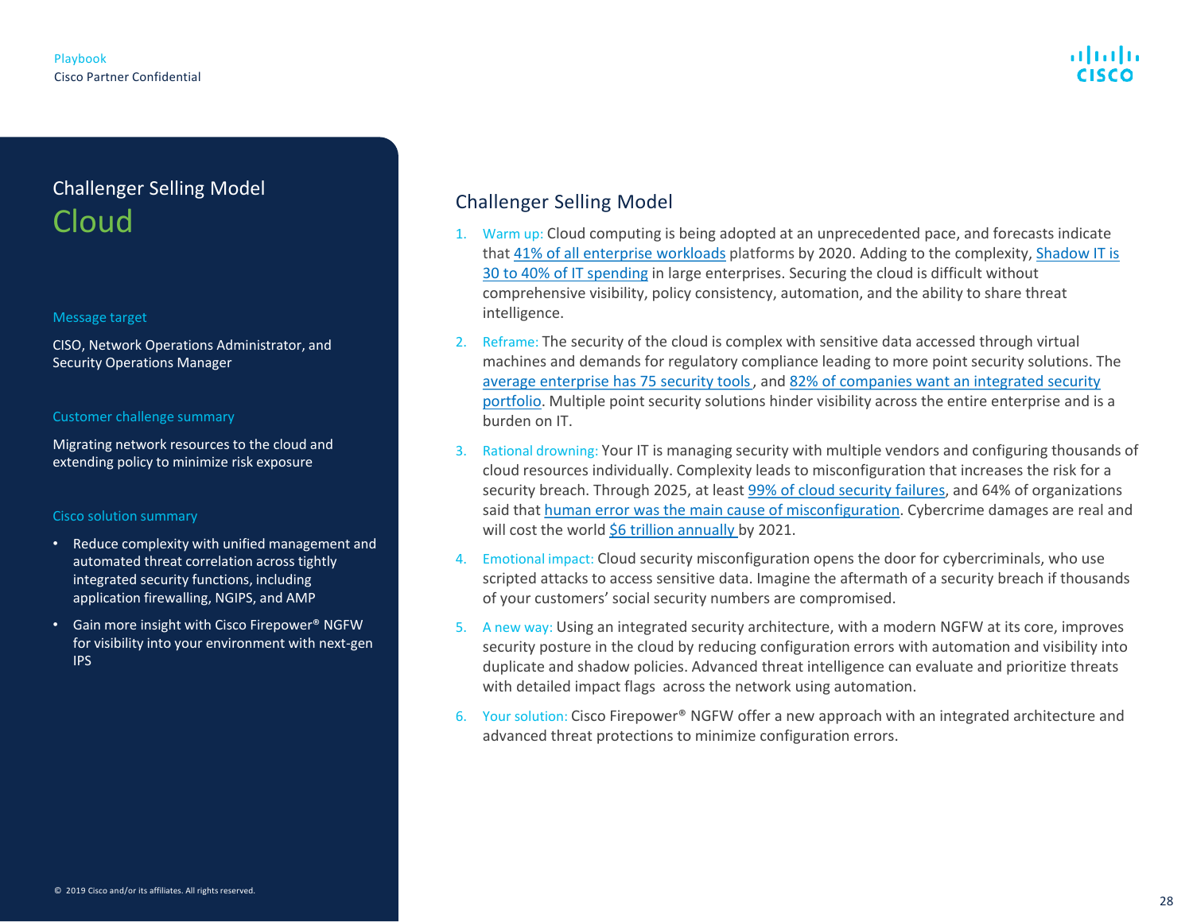# Challenger Selling Model
## Cloud

### Message target

CISO, Network Operations Administrator, and Security Operations Manager

### Customer challenge summary

Migrating network resources to the cloud and extending policy to minimize risk exposure

### Cisco solution summary

- Reduce complexity with unified management and automated threat correlation across tightly integrated security functions, including application firewalling, NGIPS, and AMP
- Gain more insight with Cisco Firepower® NGFW for visibility into your environment with next-gen IPS

## Challenger Selling Model

1. Warm up: Cloud computing is being adopted at an unprecedented pace, and forecasts indicate that 41% of all enterprise workloads platforms by 2020. Adding to the complexity, Shadow IT is 30 to 40% of IT spending in large enterprises. Securing the cloud is difficult without comprehensive visibility, policy consistency, automation, and the ability to share threat intelligence.
2. Reframe: The security of the cloud is complex with sensitive data accessed through virtual machines and demands for regulatory compliance leading to more point security solutions. The average enterprise has 75 security tools, and 82% of companies want an integrated security portfolio. Multiple point security solutions hinder visibility across the entire enterprise and is a burden on IT.
3. Rational drowning: Your IT is managing security with multiple vendors and configuring thousands of cloud resources individually. Complexity leads to misconfiguration that increases the risk for a security breach. Through 2025, at least 99% of cloud security failures, and 64% of organizations said that human error was the main cause of misconfiguration. Cybercrime damages are real and will cost the world $6 trillion annually by 2021.
4. Emotional impact: Cloud security misconfiguration opens the door for cybercriminals, who use scripted attacks to access sensitive data. Imagine the aftermath of a security breach if thousands of your customers' social security numbers are compromised.
5. A new way: Using an integrated security architecture, with a modern NGFW at its core, improves security posture in the cloud by reducing configuration errors with automation and visibility into duplicate and shadow policies. Advanced threat intelligence can evaluate and prioritize threats with detailed impact flags across the network using automation.
6. Your solution: Cisco Firepower® NGFW offer a new approach with an integrated architecture and advanced threat protections to minimize configuration errors.

© 2019 Cisco and/or its affiliates. All rights reserved.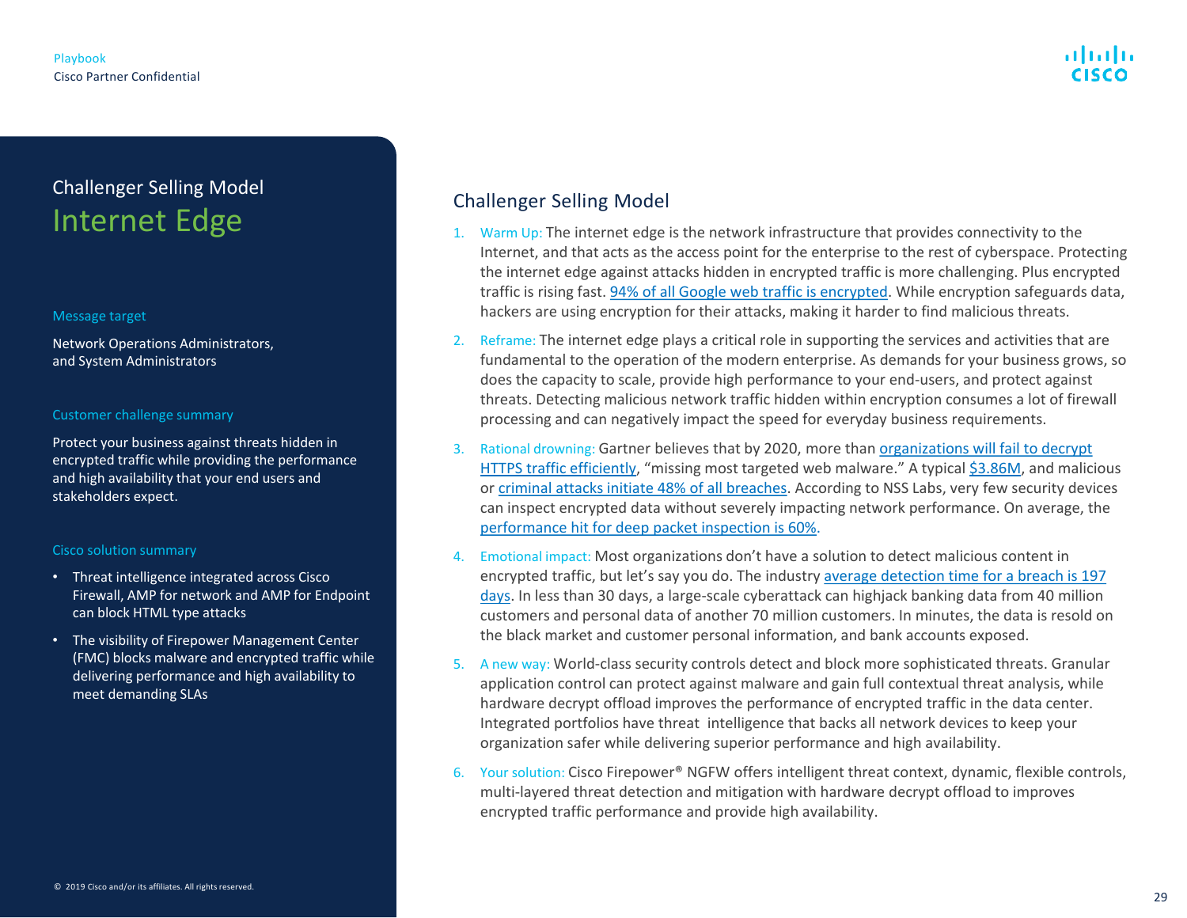## Challenger Selling Model

# Internet Edge

### Message target

Network Operations Administrators, and System Administrators

### Customer challenge summary

Protect your business against threats hidden in encrypted traffic while providing the performance and high availability that your end users and stakeholders expect.

### Cisco solution summary

- Threat intelligence integrated across Cisco Firewall, AMP for network and AMP for Endpoint can block HTML type attacks
- The visibility of Firepower Management Center (FMC) blocks malware and encrypted traffic while delivering performance and high availability to meet demanding SLAs

## Challenger Selling Model

1. Warm Up: The internet edge is the network infrastructure that provides connectivity to the Internet, and that acts as the access point for the enterprise to the rest of cyberspace. Protecting the internet edge against attacks hidden in encrypted traffic is more challenging. Plus encrypted traffic is rising fast. 94% of all Google web traffic is encrypted. While encryption safeguards data, hackers are using encryption for their attacks, making it harder to find malicious threats.
2. Reframe: The internet edge plays a critical role in supporting the services and activities that are fundamental to the operation of the modern enterprise. As demands for your business grows, so does the capacity to scale, provide high performance to your end-users, and protect against threats. Detecting malicious network traffic hidden within encryption consumes a lot of firewall processing and can negatively impact the speed for everyday business requirements.
3. Rational drowning: Gartner believes that by 2020, more than organizations will fail to decrypt HTTPS traffic efficiently, "missing most targeted web malware." A typical $3.86M, and malicious or criminal attacks initiate 48% of all breaches. According to NSS Labs, very few security devices can inspect encrypted data without severely impacting network performance. On average, the performance hit for deep packet inspection is 60%.
4. Emotional impact: Most organizations don't have a solution to detect malicious content in encrypted traffic, but let's say you do. The industry average detection time for a breach is 197 days. In less than 30 days, a large-scale cyberattack can highjack banking data from 40 million customers and personal data of another 70 million customers. In minutes, the data is resold on the black market and customer personal information, and bank accounts exposed.
5. A new way: World-class security controls detect and block more sophisticated threats. Granular application control can protect against malware and gain full contextual threat analysis, while hardware decrypt offload improves the performance of encrypted traffic in the data center. Integrated portfolios have threat intelligence that backs all network devices to keep your organization safer while delivering superior performance and high availability.
6. Your solution: Cisco Firepower® NGFW offers intelligent threat context, dynamic, flexible controls, multi-layered threat detection and mitigation with hardware decrypt offload to improves encrypted traffic performance and provide high availability.

© 2019 Cisco and/or its affiliates. All rights reserved.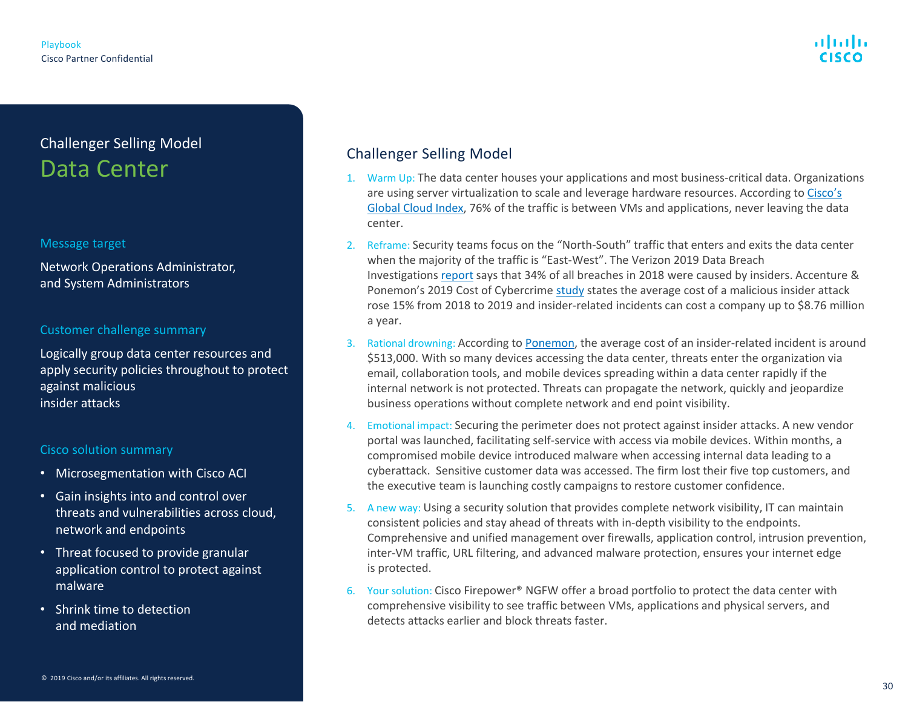## Challenger Selling Model

# Data Center

### Message target

Network Operations Administrator, and System Administrators

### Customer challenge summary

Logically group data center resources and apply security policies throughout to protect against malicious insider attacks

### Cisco solution summary

- Microsegmentation with Cisco ACI
- Gain insights into and control over threats and vulnerabilities across cloud, network and endpoints
- Threat focused to provide granular application control to protect against malware
- Shrink time to detection and mediation

© 2019 Cisco and/or its affiliates. All rights reserved.

## Challenger Selling Model

1. Warm Up: The data center houses your applications and most business-critical data. Organizations are using server virtualization to scale and leverage hardware resources. According to Cisco's Global Cloud Index, 76% of the traffic is between VMs and applications, never leaving the data center.
2. Reframe: Security teams focus on the "North-South" traffic that enters and exits the data center when the majority of the traffic is "East-West". The Verizon 2019 Data Breach Investigations report says that 34% of all breaches in 2018 were caused by insiders. Accenture & Ponemon's 2019 Cost of Cybercrime study states the average cost of a malicious insider attack rose 15% from 2018 to 2019 and insider-related incidents can cost a company up to $8.76 million a year.
3. Rational drowning: According to Ponemon, the average cost of an insider-related incident is around $513,000. With so many devices accessing the data center, threats enter the organization via email, collaboration tools, and mobile devices spreading within a data center rapidly if the internal network is not protected. Threats can propagate the network, quickly and jeopardize business operations without complete network and end point visibility.
4. Emotional impact: Securing the perimeter does not protect against insider attacks. A new vendor portal was launched, facilitating self-service with access via mobile devices. Within months, a compromised mobile device introduced malware when accessing internal data leading to a cyberattack. Sensitive customer data was accessed. The firm lost their five top customers, and the executive team is launching costly campaigns to restore customer confidence.
5. A new way: Using a security solution that provides complete network visibility, IT can maintain consistent policies and stay ahead of threats with in-depth visibility to the endpoints. Comprehensive and unified management over firewalls, application control, intrusion prevention, inter-VM traffic, URL filtering, and advanced malware protection, ensures your internet edge is protected.
6. Your solution: Cisco Firepower® NGFW offer a broad portfolio to protect the data center with comprehensive visibility to see traffic between VMs, applications and physical servers, and detects attacks earlier and block threats faster.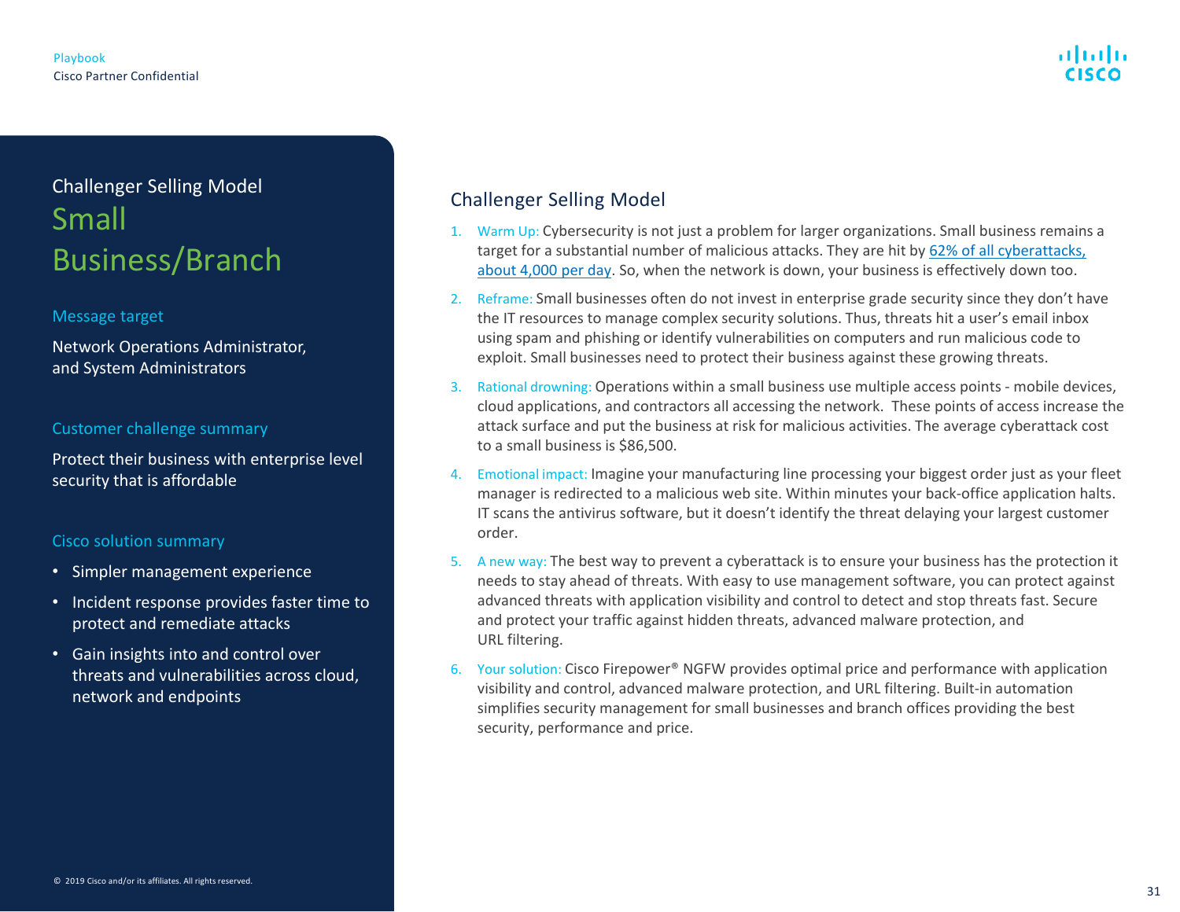## Challenger Selling Model

# Small Business/Branch

### Message target

Network Operations Administrator, and System Administrators

### Customer challenge summary

Protect their business with enterprise level security that is affordable

### Cisco solution summary

- Simpler management experience
- Incident response provides faster time to protect and remediate attacks
- Gain insights into and control over threats and vulnerabilities across cloud, network and endpoints

© 2019 Cisco and/or its affiliates. All rights reserved.

## Challenger Selling Model

1. Warm Up: Cybersecurity is not just a problem for larger organizations. Small business remains a target for a substantial number of malicious attacks. They are hit by 62% of all cyberattacks, about 4,000 per day. So, when the network is down, your business is effectively down too.
2. Reframe: Small businesses often do not invest in enterprise grade security since they don't have the IT resources to manage complex security solutions. Thus, threats hit a user's email inbox using spam and phishing or identify vulnerabilities on computers and run malicious code to exploit. Small businesses need to protect their business against these growing threats.
3. Rational drowning: Operations within a small business use multiple access points - mobile devices, cloud applications, and contractors all accessing the network. These points of access increase the attack surface and put the business at risk for malicious activities. The average cyberattack cost to a small business is $86,500.
4. Emotional impact: Imagine your manufacturing line processing your biggest order just as your fleet manager is redirected to a malicious web site. Within minutes your back-office application halts. IT scans the antivirus software, but it doesn't identify the threat delaying your largest customer order.
5. A new way: The best way to prevent a cyberattack is to ensure your business has the protection it needs to stay ahead of threats. With easy to use management software, you can protect against advanced threats with application visibility and control to detect and stop threats fast. Secure and protect your traffic against hidden threats, advanced malware protection, and URL filtering.
6. Your solution: Cisco Firepower® NGFW provides optimal price and performance with application visibility and control, advanced malware protection, and URL filtering. Built-in automation simplifies security management for small businesses and branch offices providing the best security, performance and price.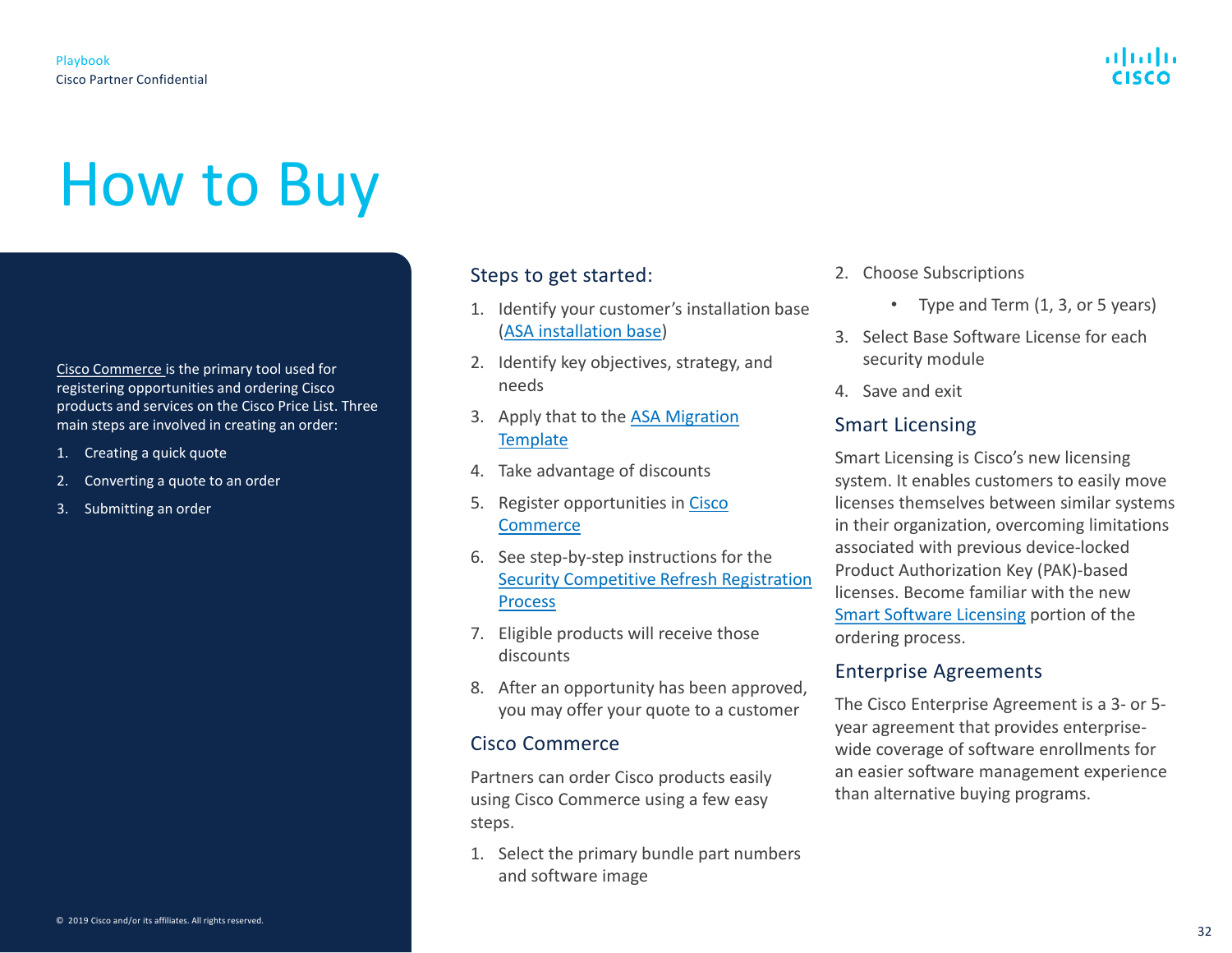# How to Buy

Cisco Commerce is the primary tool used for registering opportunities and ordering Cisco products and services on the Cisco Price List. Three main steps are involved in creating an order:

1. Creating a quick quote
2. Converting a quote to an order
3. Submitting an order

### Steps to get started:

1. Identify your customer's installation base (ASA installation base)
2. Identify key objectives, strategy, and needs
3. Apply that to the ASA Migration Template
4. Take advantage of discounts
5. Register opportunities in Cisco Commerce
6. See step-by-step instructions for the Security Competitive Refresh Registration Process
7. Eligible products will receive those discounts
8. After an opportunity has been approved, you may offer your quote to a customer

### Cisco Commerce

Partners can order Cisco products easily using Cisco Commerce using a few easy steps.

1. Select the primary bundle part numbers and software image
2. Choose Subscriptions
    - Type and Term (1, 3, or 5 years)
3. Select Base Software License for each security module
4. Save and exit

### Smart Licensing

Smart Licensing is Cisco's new licensing system. It enables customers to easily move licenses themselves between similar systems in their organization, overcoming limitations associated with previous device-locked Product Authorization Key (PAK)-based licenses. Become familiar with the new Smart Software Licensing portion of the ordering process.

### Enterprise Agreements

The Cisco Enterprise Agreement is a 3- or 5-year agreement that provides enterprise-wide coverage of software enrollments for an easier software management experience than alternative buying programs.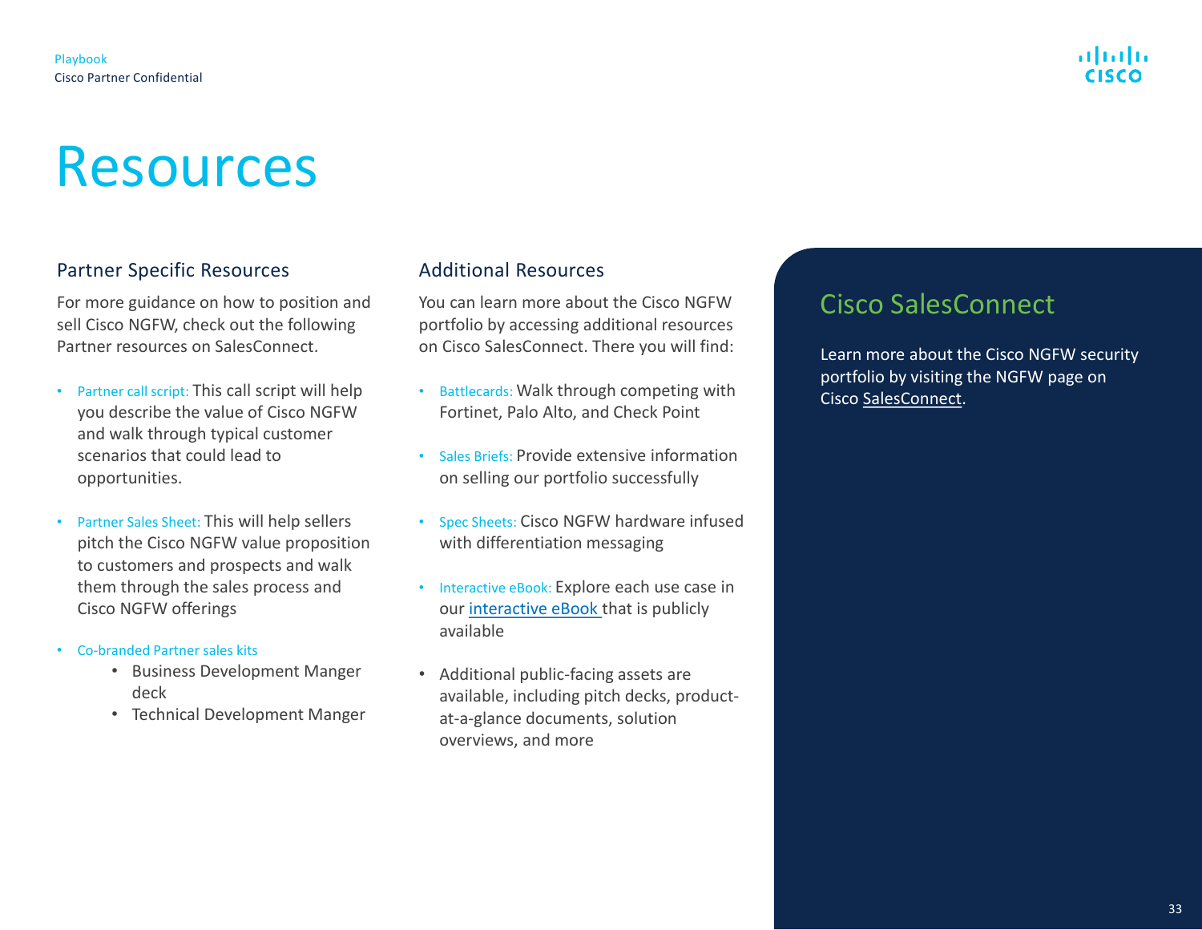# Resources

## Partner Specific Resources

For more guidance on how to position and sell Cisco NGFW, check out the following Partner resources on SalesConnect.

- Partner call script: This call script will help you describe the value of Cisco NGFW and walk through typical customer scenarios that could lead to opportunities.
- Partner Sales Sheet: This will help sellers pitch the Cisco NGFW value proposition to customers and prospects and walk them through the sales process and Cisco NGFW offerings
- Co-branded Partner sales kits
  - Business Development Manger deck
  - Technical Development Manger

## Additional Resources

You can learn more about the Cisco NGFW portfolio by accessing additional resources on Cisco SalesConnect. There you will find:

- Battlecards: Walk through competing with Fortinet, Palo Alto, and Check Point
- Sales Briefs: Provide extensive information on selling our portfolio successfully
- Spec Sheets: Cisco NGFW hardware infused with differentiation messaging
- Interactive eBook: Explore each use case in our interactive eBook that is publicly available
- Additional public-facing assets are available, including pitch decks, product-at-a-glance documents, solution overviews, and more

## Cisco SalesConnect

Learn more about the Cisco NGFW security portfolio by visiting the NGFW page on Cisco SalesConnect.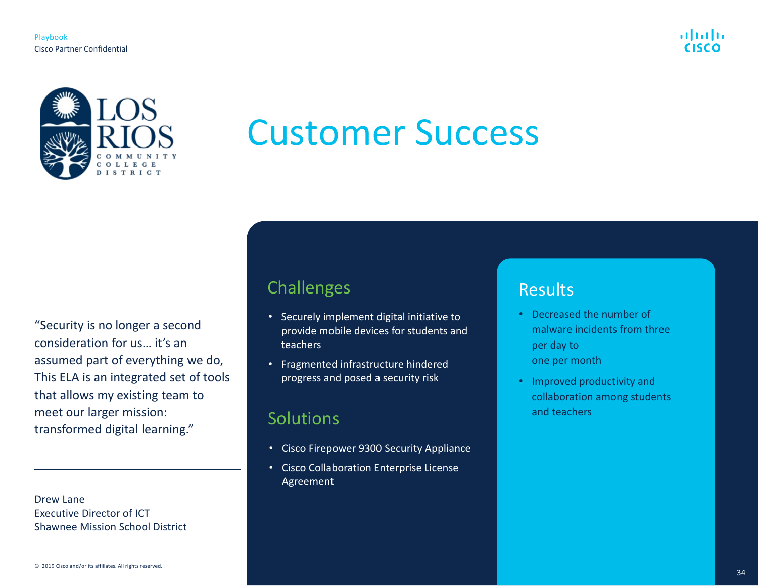LOS RIOS COMMUNITY COLLEGE DISTRICT

# Customer Success

"Security is no longer a second consideration for us… it's an assumed part of everything we do, This ELA is an integrated set of tools that allows my existing team to meet our larger mission: transformed digital learning."

Drew Lane
Executive Director of ICT
Shawnee Mission School District

## Challenges

- Securely implement digital initiative to provide mobile devices for students and teachers
- Fragmented infrastructure hindered progress and posed a security risk

## Solutions

- Cisco Firepower 9300 Security Appliance
- Cisco Collaboration Enterprise License Agreement

## Results

- Decreased the number of malware incidents from three per day to one per month
- Improved productivity and collaboration among students and teachers

© 2019 Cisco and/or its affiliates. All rights reserved.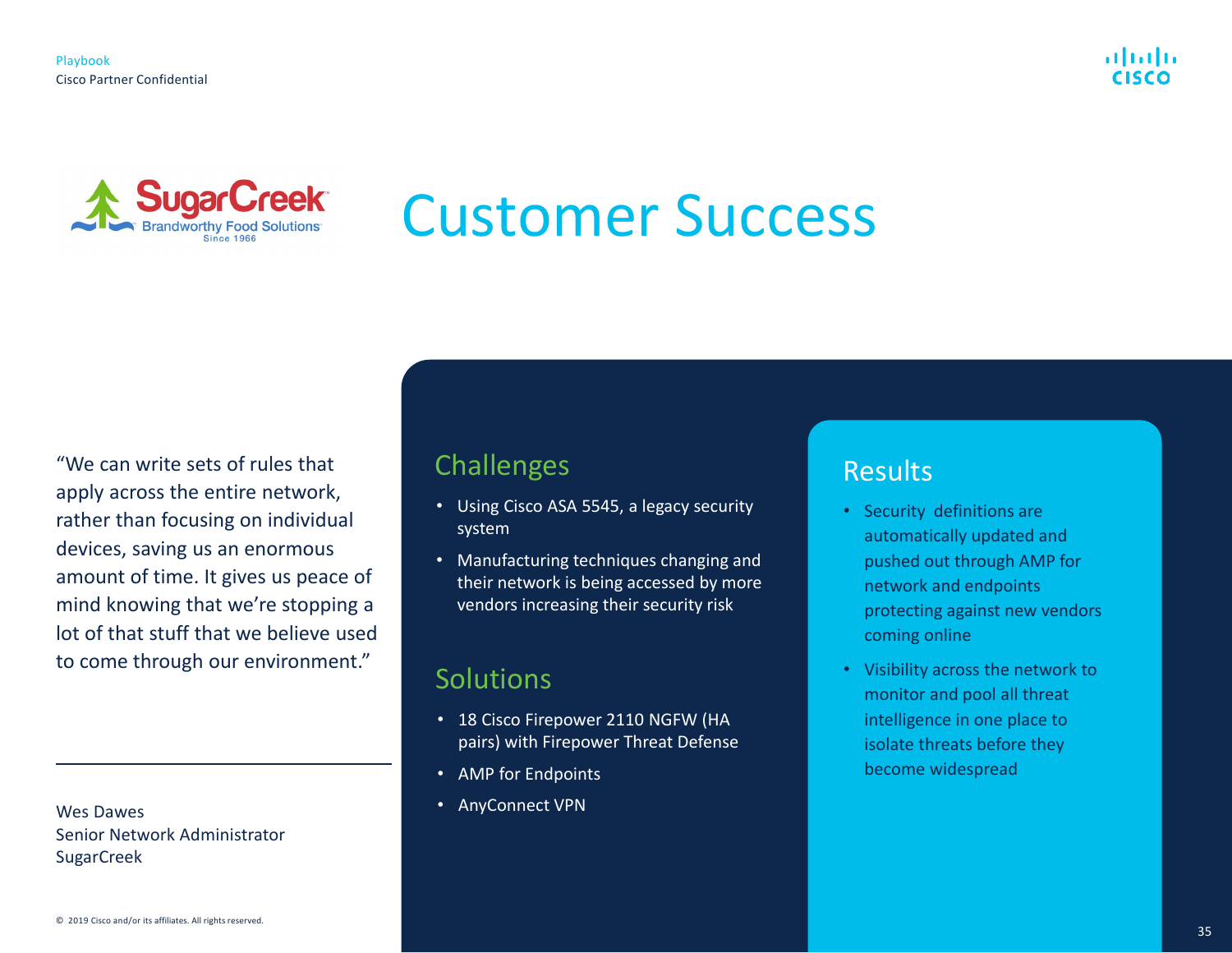# Customer Success

SugarCreek — Brandworthy Food Solutions — Since 1966

"We can write sets of rules that apply across the entire network, rather than focusing on individual devices, saving us an enormous amount of time. It gives us peace of mind knowing that we're stopping a lot of that stuff that we believe used to come through our environment."

Wes Dawes
Senior Network Administrator
SugarCreek

## Challenges

- Using Cisco ASA 5545, a legacy security system
- Manufacturing techniques changing and their network is being accessed by more vendors increasing their security risk

## Solutions

- 18 Cisco Firepower 2110 NGFW (HA pairs) with Firepower Threat Defense
- AMP for Endpoints
- AnyConnect VPN

## Results

- Security definitions are automatically updated and pushed out through AMP for network and endpoints protecting against new vendors coming online
- Visibility across the network to monitor and pool all threat intelligence in one place to isolate threats before they become widespread

© 2019 Cisco and/or its affiliates. All rights reserved.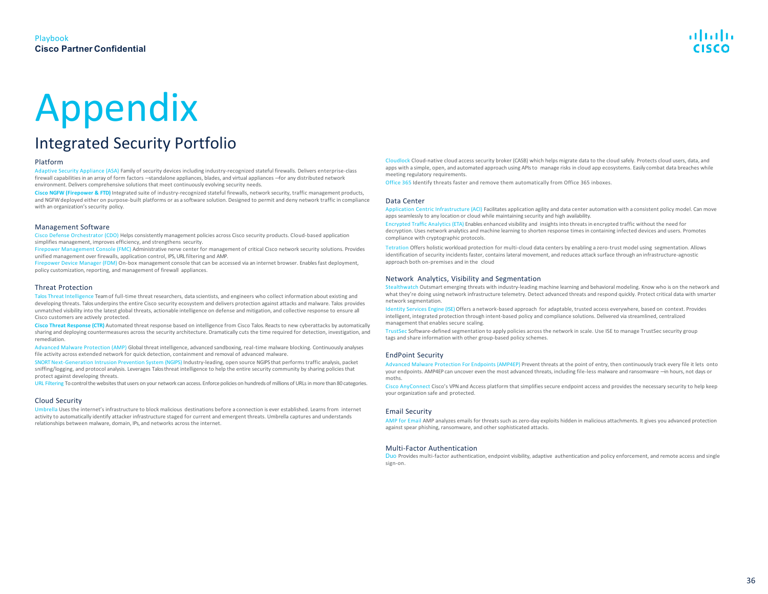# Appendix

## Integrated Security Portfolio

### Platform

Adaptive Security Appliance (ASA) Family of security devices including industry-recognized stateful firewalls. Delivers enterprise-class firewall capabilities in an array of form factors —standalone appliances, blades, and virtual appliances —for any distributed network environment. Delivers comprehensive solutions that meet continuously evolving security needs.

**Cisco NGFW (Firepower & FTD)** Integrated suite of industry-recognized stateful firewalls, network security, traffic management products, and NGFW deployed either on purpose-built platforms or as a software solution. Designed to permit and deny network traffic in compliance with an organization's security policy.

### Management Software

Cisco Defense Orchestrator (CDO) Helps consistently management policies across Cisco security products. Cloud-based application simplifies management, improves efficiency, and strengthens security.

Firepower Management Console (FMC) Administrative nerve center for management of critical Cisco network security solutions. Provides unified management over firewalls, application control, IPS, URL filtering and AMP.

Firepower Device Manager (FDM) On-box management console that can be accessed via an internet browser. Enables fast deployment, policy customization, reporting, and management of firewall appliances.

### Threat Protection

Talos Threat Intelligence Team of full-time threat researchers, data scientists, and engineers who collect information about existing and developing threats. Talos underpins the entire Cisco security ecosystem and delivers protection against attacks and malware. Talos provides unmatched visibility into the latest global threats, actionable intelligence on defense and mitigation, and collective response to ensure all Cisco customers are actively protected.

**Cisco Threat Response (CTR)** Automated threat response based on intelligence from Cisco Talos. Reacts to new cyberattacks by automatically sharing and deploying countermeasures across the security architecture. Dramatically cuts the time required for detection, investigation, and remediation.

Advanced Malware Protection (AMP) Global threat intelligence, advanced sandboxing, real-time malware blocking. Continuously analyses file activity across extended network for quick detection, containment and removal of advanced malware.

SNORT Next-Generation Intrusion Prevention System (NGIPS) Industry-leading, open source NGIPS that performs traffic analysis, packet sniffing/logging, and protocol analysis. Leverages Talos threat intelligence to help the entire security community by sharing policies that protect against developing threats.

URL Filtering To control the websites that users on your network can access. Enforce policies on hundreds of millions of URLs in more than 80 categories.

### Cloud Security

Umbrella Uses the internet's infrastructure to block malicious destinations before a connection is ever established. Learns from internet activity to automatically identify attacker infrastructure staged for current and emergent threats. Umbrella captures and understands relationships between malware, domain, IPs, and networks across the internet.

Cloudlock Cloud-native cloud access security broker (CASB) which helps migrate data to the cloud safely. Protects cloud users, data, and apps with a simple, open, and automated approach using APIs to manage risks in cloud app ecosystems. Easily combat data breaches while meeting regulatory requirements.

Office 365 Identify threats faster and remove them automatically from Office 365 inboxes.

### Data Center

Application Centric Infrastructure (ACI) Facilitates application agility and data center automation with a consistent policy model. Can move apps seamlessly to any location or cloud while maintaining security and high availability.

Encrypted Traffic Analytics (ETA) Enables enhanced visibility and insights into threats in encrypted traffic without the need for decryption. Uses network analytics and machine learning to shorten response times in containing infected devices and users. Promotes compliance with cryptographic protocols.

Tetration Offers holistic workload protection for multi-cloud data centers by enabling a zero-trust model using segmentation. Allows identification of security incidents faster, contains lateral movement, and reduces attack surface through an infrastructure-agnostic approach both on-premises and in the cloud

### Network Analytics, Visibility and Segmentation

Stealthwatch Outsmart emerging threats with industry-leading machine learning and behavioral modeling. Know who is on the network and what they're doing using network infrastructure telemetry. Detect advanced threats and respond quickly. Protect critical data with smarter network segmentation.

Identity Services Engine (ISE) Offers a network-based approach for adaptable, trusted access everywhere, based on context. Provides intelligent, integrated protection through intent-based policy and compliance solutions. Delivered via streamlined, centralized management that enables secure scaling.

TrustSec Software-defined segmentation to apply policies across the network in scale. Use ISE to manage TrustSec security group tags and share information with other group-based policy schemes.

### EndPoint Security

Advanced Malware Protection For Endpoints (AMP4EP) Prevent threats at the point of entry, then continuously track every file it lets onto your endpoints. AMP4EP can uncover even the most advanced threats, including file-less malware and ransomware —in hours, not days or moths.

Cisco AnyConnect Cisco's VPN and Access platform that simplifies secure endpoint access and provides the necessary security to help keep your organization safe and protected.

### Email Security

AMP for Email AMP analyzes emails for threats such as zero-day exploits hidden in malicious attachments. It gives you advanced protection against spear phishing, ransomware, and other sophisticated attacks.

### Multi-Factor Authentication

Duo Provides multi-factor authentication, endpoint visibility, adaptive authentication and policy enforcement, and remote access and single sign-on.